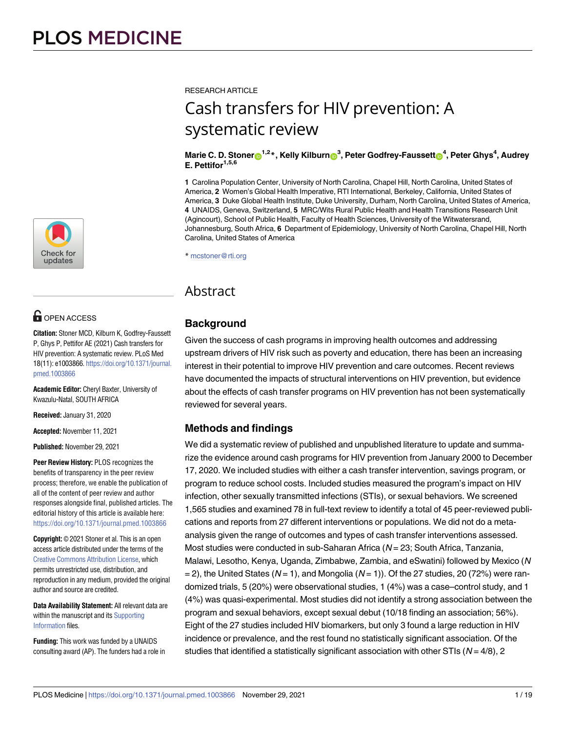RESEARCH ARTICLE

# Cash transfers for HIV prevention: A systematic review

**Marie C. D. Stoner[1,2]*, Kelly Kilburn[3], Peter Godfrey-Faussett[4], Peter Ghys[4], Audrey E. Pettifor[1,5,6]**

**1** Carolina Population Center, University of North Carolina, Chapel Hill, North Carolina, United States of America, **2** Women's Global Health Imperative, RTI International, Berkeley, California, United States of America, **3** Duke Global Health Institute, Duke University, Durham, North Carolina, United States of America, **4** UNAIDS, Geneva, Switzerland, **5** MRC/Wits Rural Public Health and Health Transitions Research Unit (Agincourt), School of Public Health, Faculty of Health Sciences, University of the Witwatersrand, Johannesburg, South Africa, **6** Department of Epidemiology, University of North Carolina, Chapel Hill, North Carolina, United States of America

* mcstoner@rti.org

OPEN ACCESS

**Citation:** Stoner MCD, Kilburn K, Godfrey-Faussett P, Ghys P, Pettifor AE (2021) Cash transfers for HIV prevention: A systematic review. PLoS Med 18(11): e1003866. https://doi.org/10.1371/journal.pmed.1003866

**Academic Editor:** Cheryl Baxter, University of Kwazulu-Natal, SOUTH AFRICA

**Received:** January 31, 2020

**Accepted:** November 11, 2021

**Published:** November 29, 2021

**Peer Review History:** PLOS recognizes the benefits of transparency in the peer review process; therefore, we enable the publication of all of the content of peer review and author responses alongside final, published articles. The editorial history of this article is available here: https://doi.org/10.1371/journal.pmed.1003866

**Copyright:** © 2021 Stoner et al. This is an open access article distributed under the terms of the Creative Commons Attribution License, which permits unrestricted use, distribution, and reproduction in any medium, provided the original author and source are credited.

**Data Availability Statement:** All relevant data are within the manuscript and its Supporting Information files.

**Funding:** This work was funded by a UNAIDS consulting award (AP). The funders had a role in

## Abstract

### Background

Given the success of cash programs in improving health outcomes and addressing upstream drivers of HIV risk such as poverty and education, there has been an increasing interest in their potential to improve HIV prevention and care outcomes. Recent reviews have documented the impacts of structural interventions on HIV prevention, but evidence about the effects of cash transfer programs on HIV prevention has not been systematically reviewed for several years.

### Methods and findings

We did a systematic review of published and unpublished literature to update and summarize the evidence around cash programs for HIV prevention from January 2000 to December 17, 2020. We included studies with either a cash transfer intervention, savings program, or program to reduce school costs. Included studies measured the program's impact on HIV infection, other sexually transmitted infections (STIs), or sexual behaviors. We screened 1,565 studies and examined 78 in full-text review to identify a total of 45 peer-reviewed publications and reports from 27 different interventions or populations. We did not do a meta-analysis given the range of outcomes and types of cash transfer interventions assessed. Most studies were conducted in sub-Saharan Africa (*N* = 23; South Africa, Tanzania, Malawi, Lesotho, Kenya, Uganda, Zimbabwe, Zambia, and eSwatini) followed by Mexico (*N* = 2), the United States (*N* = 1), and Mongolia (*N* = 1)). Of the 27 studies, 20 (72%) were randomized trials, 5 (20%) were observational studies, 1 (4%) was a case–control study, and 1 (4%) was quasi-experimental. Most studies did not identify a strong association between the program and sexual behaviors, except sexual debut (10/18 finding an association; 56%). Eight of the 27 studies included HIV biomarkers, but only 3 found a large reduction in HIV incidence or prevalence, and the rest found no statistically significant association. Of the studies that identified a statistically significant association with other STIs (*N* = 4/8), 2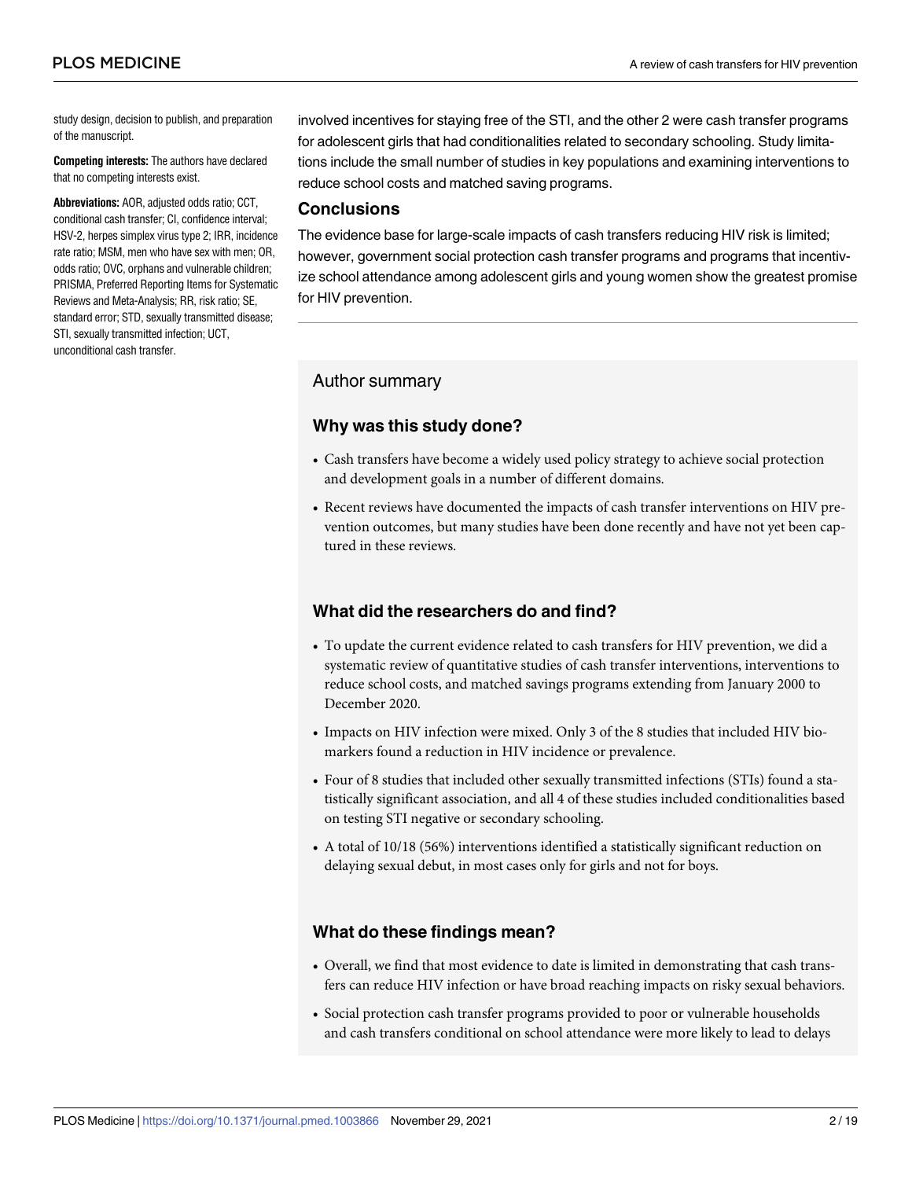study design, decision to publish, and preparation of the manuscript.

**Competing interests:** The authors have declared that no competing interests exist.

**Abbreviations:** AOR, adjusted odds ratio; CCT, conditional cash transfer; CI, confidence interval; HSV-2, herpes simplex virus type 2; IRR, incidence rate ratio; MSM, men who have sex with men; OR, odds ratio; OVC, orphans and vulnerable children; PRISMA, Preferred Reporting Items for Systematic Reviews and Meta-Analysis; RR, risk ratio; SE, standard error; STD, sexually transmitted disease; STI, sexually transmitted infection; UCT, unconditional cash transfer.

involved incentives for staying free of the STI, and the other 2 were cash transfer programs for adolescent girls that had conditionalities related to secondary schooling. Study limitations include the small number of studies in key populations and examining interventions to reduce school costs and matched saving programs.

### Conclusions

The evidence base for large-scale impacts of cash transfers reducing HIV risk is limited; however, government social protection cash transfer programs and programs that incentivize school attendance among adolescent girls and young women show the greatest promise for HIV prevention.

## Author summary

### Why was this study done?

- Cash transfers have become a widely used policy strategy to achieve social protection and development goals in a number of different domains.
- Recent reviews have documented the impacts of cash transfer interventions on HIV prevention outcomes, but many studies have been done recently and have not yet been captured in these reviews.

### What did the researchers do and find?

- To update the current evidence related to cash transfers for HIV prevention, we did a systematic review of quantitative studies of cash transfer interventions, interventions to reduce school costs, and matched savings programs extending from January 2000 to December 2020.
- Impacts on HIV infection were mixed. Only 3 of the 8 studies that included HIV biomarkers found a reduction in HIV incidence or prevalence.
- Four of 8 studies that included other sexually transmitted infections (STIs) found a statistically significant association, and all 4 of these studies included conditionalities based on testing STI negative or secondary schooling.
- A total of 10/18 (56%) interventions identified a statistically significant reduction on delaying sexual debut, in most cases only for girls and not for boys.

### What do these findings mean?

- Overall, we find that most evidence to date is limited in demonstrating that cash transfers can reduce HIV infection or have broad reaching impacts on risky sexual behaviors.
- Social protection cash transfer programs provided to poor or vulnerable households and cash transfers conditional on school attendance were more likely to lead to delays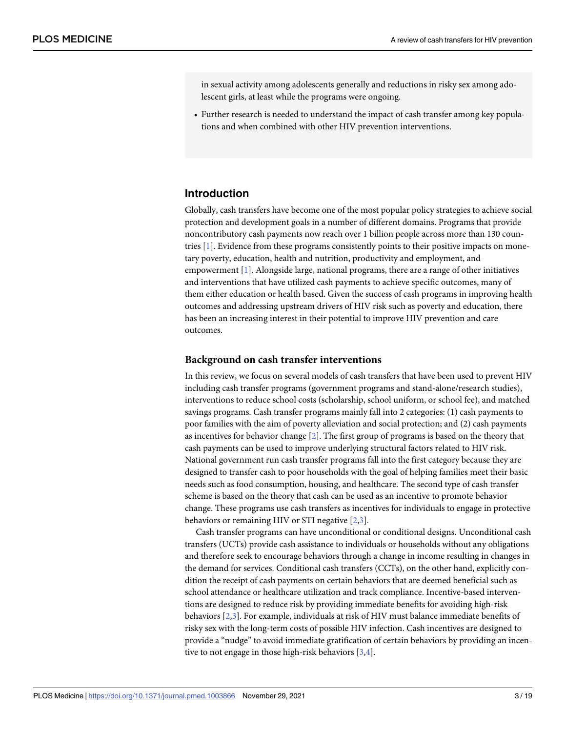in sexual activity among adolescents generally and reductions in risky sex among adolescent girls, at least while the programs were ongoing.

- Further research is needed to understand the impact of cash transfer among key populations and when combined with other HIV prevention interventions.

## Introduction

Globally, cash transfers have become one of the most popular policy strategies to achieve social protection and development goals in a number of different domains. Programs that provide noncontributory cash payments now reach over 1 billion people across more than 130 countries [1]. Evidence from these programs consistently points to their positive impacts on monetary poverty, education, health and nutrition, productivity and employment, and empowerment [1]. Alongside large, national programs, there are a range of other initiatives and interventions that have utilized cash payments to achieve specific outcomes, many of them either education or health based. Given the success of cash programs in improving health outcomes and addressing upstream drivers of HIV risk such as poverty and education, there has been an increasing interest in their potential to improve HIV prevention and care outcomes.

### Background on cash transfer interventions

In this review, we focus on several models of cash transfers that have been used to prevent HIV including cash transfer programs (government programs and stand-alone/research studies), interventions to reduce school costs (scholarship, school uniform, or school fee), and matched savings programs. Cash transfer programs mainly fall into 2 categories: (1) cash payments to poor families with the aim of poverty alleviation and social protection; and (2) cash payments as incentives for behavior change [2]. The first group of programs is based on the theory that cash payments can be used to improve underlying structural factors related to HIV risk. National government run cash transfer programs fall into the first category because they are designed to transfer cash to poor households with the goal of helping families meet their basic needs such as food consumption, housing, and healthcare. The second type of cash transfer scheme is based on the theory that cash can be used as an incentive to promote behavior change. These programs use cash transfers as incentives for individuals to engage in protective behaviors or remaining HIV or STI negative [2,3].

Cash transfer programs can have unconditional or conditional designs. Unconditional cash transfers (UCTs) provide cash assistance to individuals or households without any obligations and therefore seek to encourage behaviors through a change in income resulting in changes in the demand for services. Conditional cash transfers (CCTs), on the other hand, explicitly condition the receipt of cash payments on certain behaviors that are deemed beneficial such as school attendance or healthcare utilization and track compliance. Incentive-based interventions are designed to reduce risk by providing immediate benefits for avoiding high-risk behaviors [2,3]. For example, individuals at risk of HIV must balance immediate benefits of risky sex with the long-term costs of possible HIV infection. Cash incentives are designed to provide a "nudge" to avoid immediate gratification of certain behaviors by providing an incentive to not engage in those high-risk behaviors [3,4].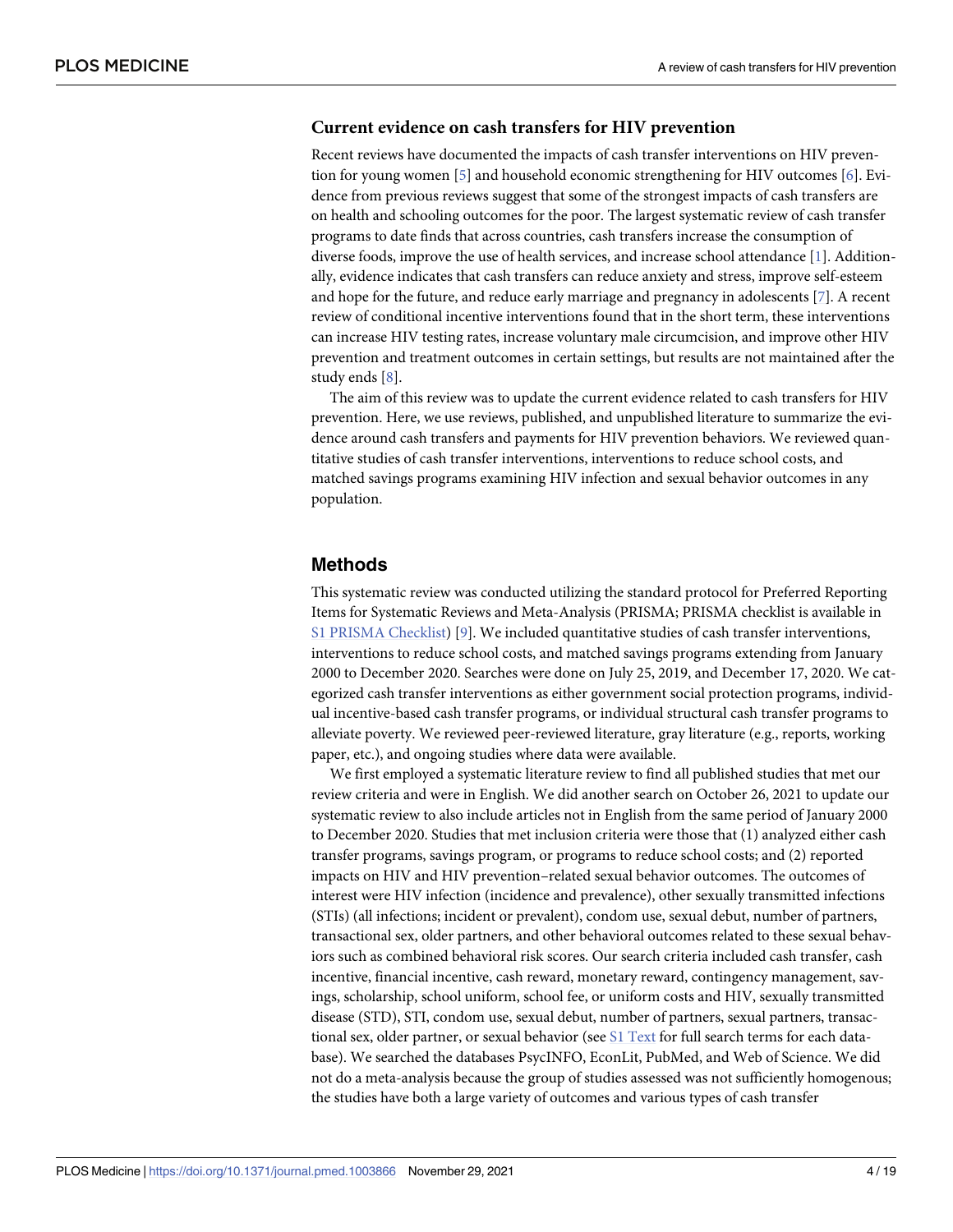### Current evidence on cash transfers for HIV prevention

Recent reviews have documented the impacts of cash transfer interventions on HIV prevention for young women [5] and household economic strengthening for HIV outcomes [6]. Evidence from previous reviews suggest that some of the strongest impacts of cash transfers are on health and schooling outcomes for the poor. The largest systematic review of cash transfer programs to date finds that across countries, cash transfers increase the consumption of diverse foods, improve the use of health services, and increase school attendance [1]. Additionally, evidence indicates that cash transfers can reduce anxiety and stress, improve self-esteem and hope for the future, and reduce early marriage and pregnancy in adolescents [7]. A recent review of conditional incentive interventions found that in the short term, these interventions can increase HIV testing rates, increase voluntary male circumcision, and improve other HIV prevention and treatment outcomes in certain settings, but results are not maintained after the study ends [8].

The aim of this review was to update the current evidence related to cash transfers for HIV prevention. Here, we use reviews, published, and unpublished literature to summarize the evidence around cash transfers and payments for HIV prevention behaviors. We reviewed quantitative studies of cash transfer interventions, interventions to reduce school costs, and matched savings programs examining HIV infection and sexual behavior outcomes in any population.

## Methods

This systematic review was conducted utilizing the standard protocol for Preferred Reporting Items for Systematic Reviews and Meta-Analysis (PRISMA; PRISMA checklist is available in S1 PRISMA Checklist) [9]. We included quantitative studies of cash transfer interventions, interventions to reduce school costs, and matched savings programs extending from January 2000 to December 2020. Searches were done on July 25, 2019, and December 17, 2020. We categorized cash transfer interventions as either government social protection programs, individual incentive-based cash transfer programs, or individual structural cash transfer programs to alleviate poverty. We reviewed peer-reviewed literature, gray literature (e.g., reports, working paper, etc.), and ongoing studies where data were available.

We first employed a systematic literature review to find all published studies that met our review criteria and were in English. We did another search on October 26, 2021 to update our systematic review to also include articles not in English from the same period of January 2000 to December 2020. Studies that met inclusion criteria were those that (1) analyzed either cash transfer programs, savings program, or programs to reduce school costs; and (2) reported impacts on HIV and HIV prevention–related sexual behavior outcomes. The outcomes of interest were HIV infection (incidence and prevalence), other sexually transmitted infections (STIs) (all infections; incident or prevalent), condom use, sexual debut, number of partners, transactional sex, older partners, and other behavioral outcomes related to these sexual behaviors such as combined behavioral risk scores. Our search criteria included cash transfer, cash incentive, financial incentive, cash reward, monetary reward, contingency management, savings, scholarship, school uniform, school fee, or uniform costs and HIV, sexually transmitted disease (STD), STI, condom use, sexual debut, number of partners, sexual partners, transactional sex, older partner, or sexual behavior (see S1 Text for full search terms for each database). We searched the databases PsycINFO, EconLit, PubMed, and Web of Science. We did not do a meta-analysis because the group of studies assessed was not sufficiently homogenous; the studies have both a large variety of outcomes and various types of cash transfer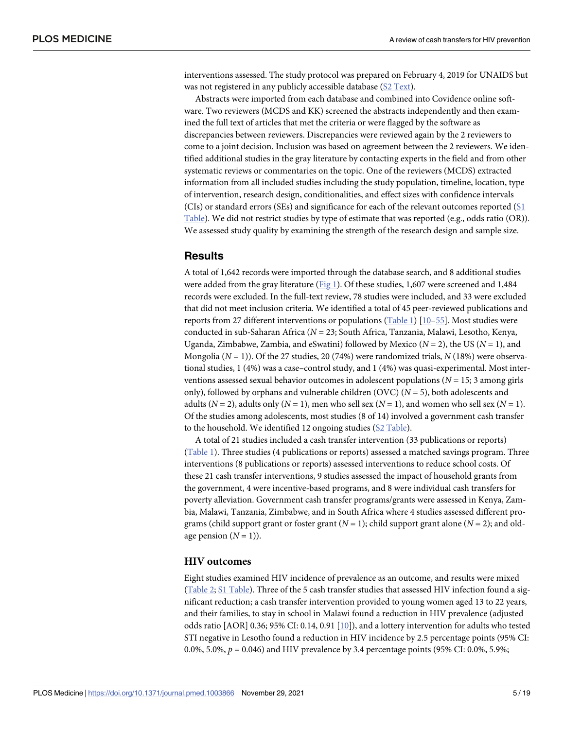interventions assessed. The study protocol was prepared on February 4, 2019 for UNAIDS but was not registered in any publicly accessible database (S2 Text).

Abstracts were imported from each database and combined into Covidence online software. Two reviewers (MCDS and KK) screened the abstracts independently and then examined the full text of articles that met the criteria or were flagged by the software as discrepancies between reviewers. Discrepancies were reviewed again by the 2 reviewers to come to a joint decision. Inclusion was based on agreement between the 2 reviewers. We identified additional studies in the gray literature by contacting experts in the field and from other systematic reviews or commentaries on the topic. One of the reviewers (MCDS) extracted information from all included studies including the study population, timeline, location, type of intervention, research design, conditionalities, and effect sizes with confidence intervals (CIs) or standard errors (SEs) and significance for each of the relevant outcomes reported (S1 Table). We did not restrict studies by type of estimate that was reported (e.g., odds ratio (OR)). We assessed study quality by examining the strength of the research design and sample size.

## Results

A total of 1,642 records were imported through the database search, and 8 additional studies were added from the gray literature (Fig 1). Of these studies, 1,607 were screened and 1,484 records were excluded. In the full-text review, 78 studies were included, and 33 were excluded that did not meet inclusion criteria. We identified a total of 45 peer-reviewed publications and reports from 27 different interventions or populations (Table 1) [10–55]. Most studies were conducted in sub-Saharan Africa (*N* = 23; South Africa, Tanzania, Malawi, Lesotho, Kenya, Uganda, Zimbabwe, Zambia, and eSwatini) followed by Mexico (*N* = 2), the US (*N* = 1), and Mongolia (*N* = 1)). Of the 27 studies, 20 (74%) were randomized trials, *N* (18%) were observational studies, 1 (4%) was a case–control study, and 1 (4%) was quasi-experimental. Most interventions assessed sexual behavior outcomes in adolescent populations (*N* = 15; 3 among girls only), followed by orphans and vulnerable children (OVC) (*N* = 5), both adolescents and adults (*N* = 2), adults only (*N* = 1), men who sell sex (*N* = 1), and women who sell sex (*N* = 1). Of the studies among adolescents, most studies (8 of 14) involved a government cash transfer to the household. We identified 12 ongoing studies (S2 Table).

A total of 21 studies included a cash transfer intervention (33 publications or reports) (Table 1). Three studies (4 publications or reports) assessed a matched savings program. Three interventions (8 publications or reports) assessed interventions to reduce school costs. Of these 21 cash transfer interventions, 9 studies assessed the impact of household grants from the government, 4 were incentive-based programs, and 8 were individual cash transfers for poverty alleviation. Government cash transfer programs/grants were assessed in Kenya, Zambia, Malawi, Tanzania, Zimbabwe, and in South Africa where 4 studies assessed different programs (child support grant or foster grant (*N* = 1); child support grant alone (*N* = 2); and old-age pension (*N* = 1)).

### HIV outcomes

Eight studies examined HIV incidence of prevalence as an outcome, and results were mixed (Table 2; S1 Table). Three of the 5 cash transfer studies that assessed HIV infection found a significant reduction; a cash transfer intervention provided to young women aged 13 to 22 years, and their families, to stay in school in Malawi found a reduction in HIV prevalence (adjusted odds ratio [AOR] 0.36; 95% CI: 0.14, 0.91 [10]), and a lottery intervention for adults who tested STI negative in Lesotho found a reduction in HIV incidence by 2.5 percentage points (95% CI: 0.0%, 5.0%, $p = 0.046$) and HIV prevalence by 3.4 percentage points (95% CI: 0.0%, 5.9%;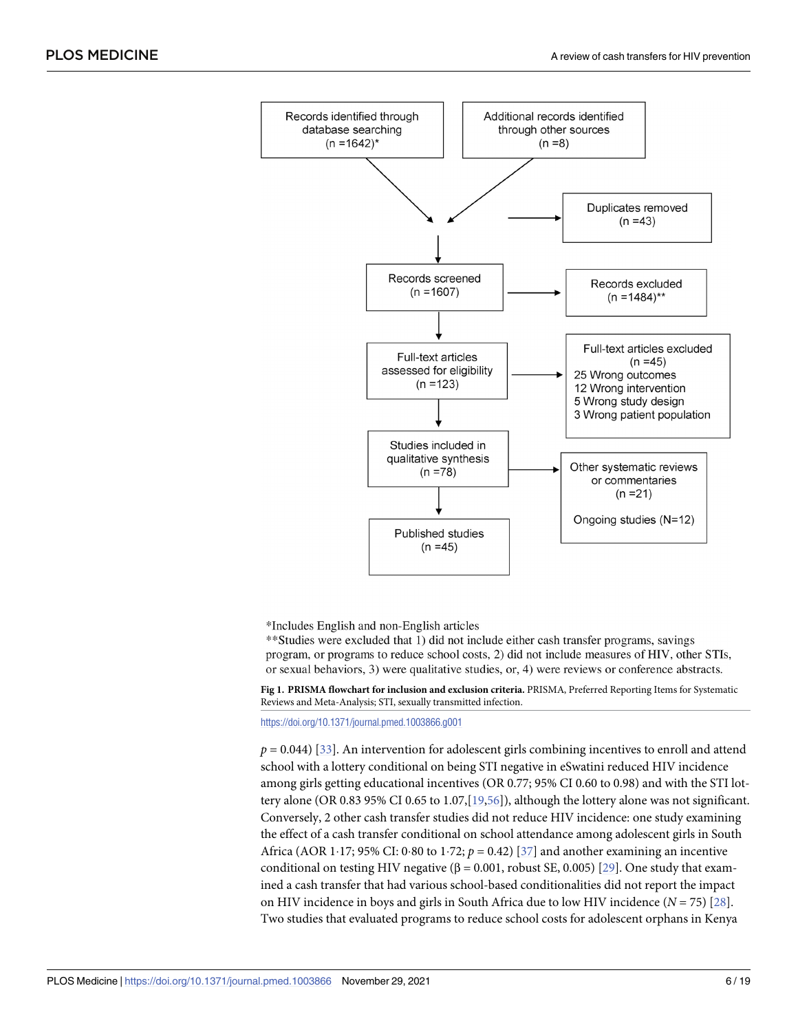Records identified through database searching (n =1642)*

Additional records identified through other sources (n =8)

Duplicates removed (n =43)

Records screened (n =1607)

Records excluded (n =1484)**

Full-text articles assessed for eligibility (n =123)

Full-text articles excluded (n =45)
25 Wrong outcomes
12 Wrong intervention
5 Wrong study design
3 Wrong patient population

Studies included in qualitative synthesis (n =78)

Other systematic reviews or commentaries (n =21)

Ongoing studies (N=12)

Published studies (n =45)

*Includes English and non-English articles
**Studies were excluded that 1) did not include either cash transfer programs, savings program, or programs to reduce school costs, 2) did not include measures of HIV, other STIs, or sexual behaviors, 3) were qualitative studies, or, 4) were reviews or conference abstracts.

**Fig 1. PRISMA flowchart for inclusion and exclusion criteria.** PRISMA, Preferred Reporting Items for Systematic Reviews and Meta-Analysis; STI, sexually transmitted infection.

https://doi.org/10.1371/journal.pmed.1003866.g001

$p = 0.044$) [33]. An intervention for adolescent girls combining incentives to enroll and attend school with a lottery conditional on being STI negative in eSwatini reduced HIV incidence among girls getting educational incentives (OR 0.77; 95% CI 0.60 to 0.98) and with the STI lottery alone (OR 0.83 95% CI 0.65 to 1.07,[19,56]), although the lottery alone was not significant. Conversely, 2 other cash transfer studies did not reduce HIV incidence: one study examining the effect of a cash transfer conditional on school attendance among adolescent girls in South Africa (AOR 1·17; 95% CI: 0·80 to 1·72; $p = 0.42$) [37] and another examining an incentive conditional on testing HIV negative ($\beta = 0.001$, robust SE, 0.005) [29]. One study that examined a cash transfer that had various school-based conditionalities did not report the impact on HIV incidence in boys and girls in South Africa due to low HIV incidence ($N = 75$) [28]. Two studies that evaluated programs to reduce school costs for adolescent orphans in Kenya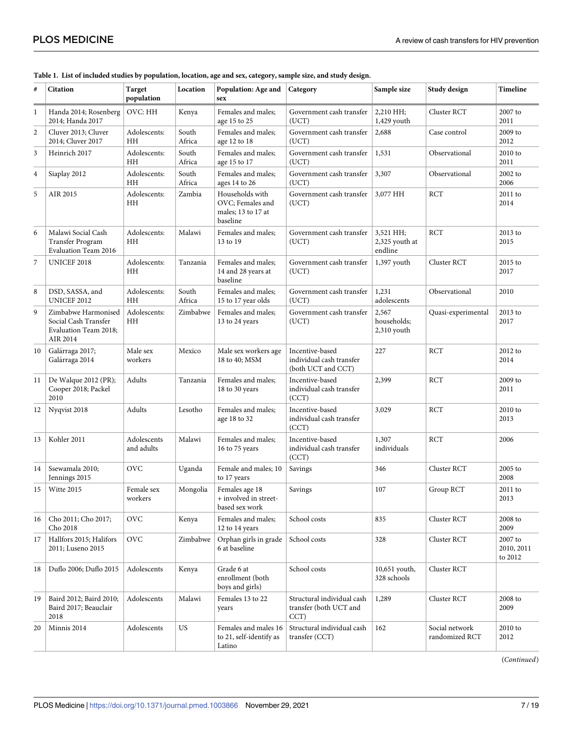**Table 1. List of included studies by population, location, age and sex, category, sample size, and study design.**

| # | Citation | Target population | Location | Population: Age and sex | Category | Sample size | Study design | Timeline |
|---|---|---|---|---|---|---|---|---|
| 1 | Handa 2014; Rosenberg 2014; Handa 2017 | OVC: HH | Kenya | Females and males; age 15 to 25 | Government cash transfer (UCT) | 2,210 HH; 1,429 youth | Cluster RCT | 2007 to 2011 |
| 2 | Cluver 2013; Cluver 2014; Cluver 2017 | Adolescents: HH | South Africa | Females and males; age 12 to 18 | Government cash transfer (UCT) | 2,688 | Case control | 2009 to 2012 |
| 3 | Heinrich 2017 | Adolescents: HH | South Africa | Females and males; age 15 to 17 | Government cash transfer (UCT) | 1,531 | Observational | 2010 to 2011 |
| 4 | Siaplay 2012 | Adolescents: HH | South Africa | Females and males; ages 14 to 26 | Government cash transfer (UCT) | 3,307 | Observational | 2002 to 2006 |
| 5 | AIR 2015 | Adolescents: HH | Zambia | Households with OVC; Females and males; 13 to 17 at baseline | Government cash transfer (UCT) | 3,077 HH | RCT | 2011 to 2014 |
| 6 | Malawi Social Cash Transfer Program Evaluation Team 2016 | Adolescents: HH | Malawi | Females and males; 13 to 19 | Government cash transfer (UCT) | 3,521 HH; 2,325 youth at endline | RCT | 2013 to 2015 |
| 7 | UNICEF 2018 | Adolescents: HH | Tanzania | Females and males; 14 and 28 years at baseline | Government cash transfer (UCT) | 1,397 youth | Cluster RCT | 2015 to 2017 |
| 8 | DSD, SASSA, and UNICEF 2012 | Adolescents: HH | South Africa | Females and males; 15 to 17 year olds | Government cash transfer (UCT) | 1,231 adolescents | Observational | 2010 |
| 9 | Zimbabwe Harmonised Social Cash Transfer Evaluation Team 2018; AIR 2014 | Adolescents: HH | Zimbabwe | Females and males; 13 to 24 years | Government cash transfer (UCT) | 2,567 households; 2,310 youth | Quasi-experimental | 2013 to 2017 |
| 10 | Galárraga 2017; Galárraga 2014 | Male sex workers | Mexico | Male sex workers age 18 to 40; MSM | Incentive-based individual cash transfer (both UCT and CCT) | 227 | RCT | 2012 to 2014 |
| 11 | De Walque 2012 (PR); Cooper 2018; Packel 2010 | Adults | Tanzania | Females and males; 18 to 30 years | Incentive-based individual cash transfer (CCT) | 2,399 | RCT | 2009 to 2011 |
| 12 | Nyqvist 2018 | Adults | Lesotho | Females and males; age 18 to 32 | Incentive-based individual cash transfer (CCT) | 3,029 | RCT | 2010 to 2013 |
| 13 | Kohler 2011 | Adolescents and adults | Malawi | Females and males; 16 to 75 years | Incentive-based individual cash transfer (CCT) | 1,307 individuals | RCT | 2006 |
| 14 | Ssewamala 2010; Jennings 2015 | OVC | Uganda | Female and males; 10 to 17 years | Savings | 346 | Cluster RCT | 2005 to 2008 |
| 15 | Witte 2015 | Female sex workers | Mongolia | Females age 18 + involved in street-based sex work | Savings | 107 | Group RCT | 2011 to 2013 |
| 16 | Cho 2011; Cho 2017; Cho 2018 | OVC | Kenya | Females and males; 12 to 14 years | School costs | 835 | Cluster RCT | 2008 to 2009 |
| 17 | Hallfors 2015; Halifors 2011; Luseno 2015 | OVC | Zimbabwe | Orphan girls in grade 6 at baseline | School costs | 328 | Cluster RCT | 2007 to 2010, 2011 to 2012 |
| 18 | Duflo 2006; Duflo 2015 | Adolescents | Kenya | Grade 6 at enrollment (both boys and girls) | School costs | 10,651 youth, 328 schools | Cluster RCT | |
| 19 | Baird 2012; Baird 2010; Baird 2017; Beauclair 2018 | Adolescents | Malawi | Females 13 to 22 years | Structural individual cash transfer (both UCT and CCT) | 1,289 | Cluster RCT | 2008 to 2009 |
| 20 | Minnis 2014 | Adolescents | US | Females and males 16 to 21, self-identify as Latino | Structural individual cash transfer (CCT) | 162 | Social network randomized RCT | 2010 to 2012 |

(*Continued*)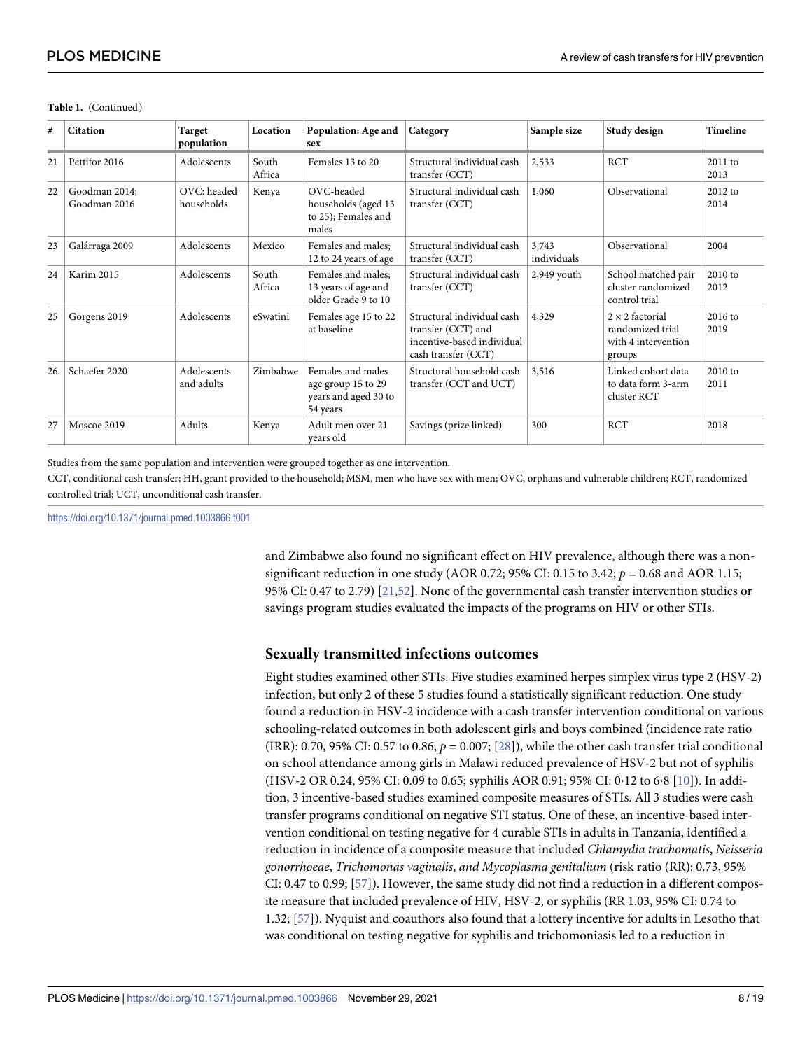**Table 1.** (Continued)

| # | Citation | Target population | Location | Population: Age and sex | Category | Sample size | Study design | Timeline |
|---|---|---|---|---|---|---|---|---|
| 21 | Pettifor 2016 | Adolescents | South Africa | Females 13 to 20 | Structural individual cash transfer (CCT) | 2,533 | RCT | 2011 to 2013 |
| 22 | Goodman 2014; Goodman 2016 | OVC: headed households | Kenya | OVC-headed households (aged 13 to 25); Females and males | Structural individual cash transfer (CCT) | 1,060 | Observational | 2012 to 2014 |
| 23 | Galárraga 2009 | Adolescents | Mexico | Females and males; 12 to 24 years of age | Structural individual cash transfer (CCT) | 3,743 individuals | Observational | 2004 |
| 24 | Karim 2015 | Adolescents | South Africa | Females and males; 13 years of age and older Grade 9 to 10 | Structural individual cash transfer (CCT) | 2,949 youth | School matched pair cluster randomized control trial | 2010 to 2012 |
| 25 | Görgens 2019 | Adolescents | eSwatini | Females age 15 to 22 at baseline | Structural individual cash transfer (CCT) and incentive-based individual cash transfer (CCT) | 4,329 | $2 \times 2$ factorial randomized trial with 4 intervention groups | 2016 to 2019 |
| 26. | Schaefer 2020 | Adolescents and adults | Zimbabwe | Females and males age group 15 to 29 years and aged 30 to 54 years | Structural household cash transfer (CCT and UCT) | 3,516 | Linked cohort data to data form 3-arm cluster RCT | 2010 to 2011 |
| 27 | Moscoe 2019 | Adults | Kenya | Adult men over 21 years old | Savings (prize linked) | 300 | RCT | 2018 |

Studies from the same population and intervention were grouped together as one intervention.

CCT, conditional cash transfer; HH, grant provided to the household; MSM, men who have sex with men; OVC, orphans and vulnerable children; RCT, randomized controlled trial; UCT, unconditional cash transfer.

https://doi.org/10.1371/journal.pmed.1003866.t001

and Zimbabwe also found no significant effect on HIV prevalence, although there was a non-significant reduction in one study (AOR 0.72; 95% CI: 0.15 to 3.42; $p = 0.68$ and AOR 1.15; 95% CI: 0.47 to 2.79) [21,52]. None of the governmental cash transfer intervention studies or savings program studies evaluated the impacts of the programs on HIV or other STIs.

## Sexually transmitted infections outcomes

Eight studies examined other STIs. Five studies examined herpes simplex virus type 2 (HSV-2) infection, but only 2 of these 5 studies found a statistically significant reduction. One study found a reduction in HSV-2 incidence with a cash transfer intervention conditional on various schooling-related outcomes in both adolescent girls and boys combined (incidence rate ratio (IRR): 0.70, 95% CI: 0.57 to 0.86, $p = 0.007$; [28]), while the other cash transfer trial conditional on school attendance among girls in Malawi reduced prevalence of HSV-2 but not of syphilis (HSV-2 OR 0.24, 95% CI: 0.09 to 0.65; syphilis AOR 0.91; 95% CI: 0·12 to 6·8 [10]). In addition, 3 incentive-based studies examined composite measures of STIs. All 3 studies were cash transfer programs conditional on negative STI status. One of these, an incentive-based intervention conditional on testing negative for 4 curable STIs in adults in Tanzania, identified a reduction in incidence of a composite measure that included *Chlamydia trachomatis*, *Neisseria gonorrhoeae*, *Trichomonas vaginalis*, *and Mycoplasma genitalium* (risk ratio (RR): 0.73, 95% CI: 0.47 to 0.99; [57]). However, the same study did not find a reduction in a different composite measure that included prevalence of HIV, HSV-2, or syphilis (RR 1.03, 95% CI: 0.74 to 1.32; [57]). Nyquist and coauthors also found that a lottery incentive for adults in Lesotho that was conditional on testing negative for syphilis and trichomoniasis led to a reduction in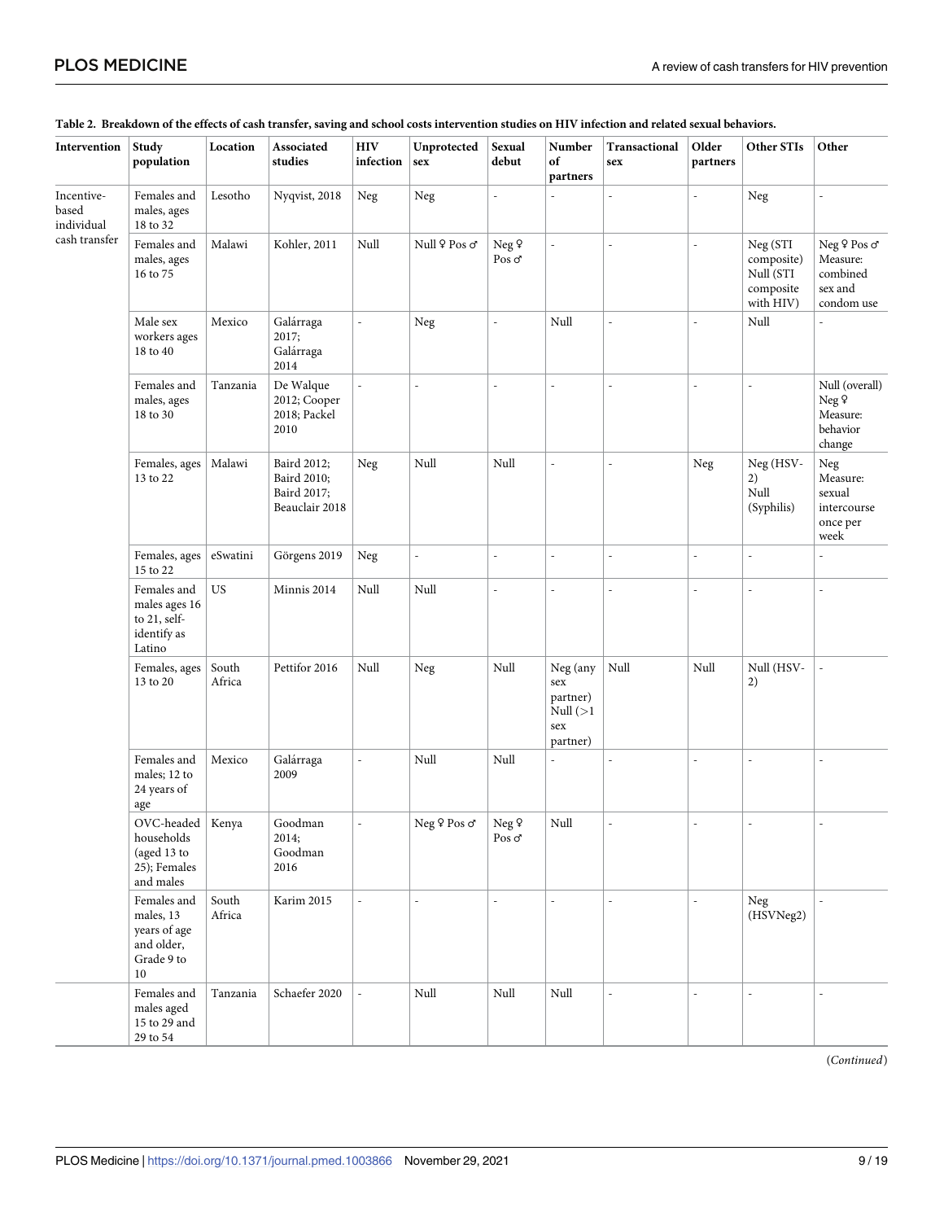**Table 2. Breakdown of the effects of cash transfer, saving and school costs intervention studies on HIV infection and related sexual behaviors.**

| Intervention | Study population | Location | Associated studies | HIV infection | Unprotected sex | Sexual debut | Number of partners | Transactional sex | Older partners | Other STIs | Other |
|---|---|---|---|---|---|---|---|---|---|---|---|
| Incentive-based individual cash transfer | Females and males, ages 18 to 32 | Lesotho | Nyqvist, 2018 | Neg | Neg | - | - | - | - | Neg | - |
| | Females and males, ages 16 to 75 | Malawi | Kohler, 2011 | Null | Null ♀ Pos ♂ | Neg ♀ Pos ♂ | - | - | - | Neg (STI composite) Null (STI composite with HIV) | Neg ♀ Pos ♂ Measure: combined sex and condom use |
| | Male sex workers ages 18 to 40 | Mexico | Galárraga 2017; Galárraga 2014 | - | Neg | - | Null | - | - | Null | - |
| | Females and males, ages 18 to 30 | Tanzania | De Walque 2012; Cooper 2018; Packel 2010 | - | - | - | - | - | - | - | Null (overall) Neg ♀ Measure: behavior change |
| | Females, ages 13 to 22 | Malawi | Baird 2012; Baird 2010; Baird 2017; Beauclair 2018 | Neg | Null | Null | - | - | Neg | Neg (HSV-2) Null (Syphilis) | Neg Measure: sexual intercourse once per week |
| | Females, ages 15 to 22 | eSwatini | Görgens 2019 | Neg | - | - | - | - | - | - | - |
| | Females and males ages 16 to 21, self-identify as Latino | US | Minnis 2014 | Null | Null | - | - | - | - | - | - |
| | Females, ages 13 to 20 | South Africa | Pettifor 2016 | Null | Neg | Null | Neg (any sex partner) Null (>1 sex partner) | Null | Null | Null (HSV-2) | - |
| | Females and males; 12 to 24 years of age | Mexico | Galárraga 2009 | - | Null | Null | - | - | - | - | - |
| | OVC-headed households (aged 13 to 25); Females and males | Kenya | Goodman 2014; Goodman 2016 | - | Neg ♀ Pos ♂ | Neg ♀ Pos ♂ | Null | - | - | - | - |
| | Females and males, 13 years of age and older, Grade 9 to 10 | South Africa | Karim 2015 | - | - | - | - | - | - | Neg (HSVNeg2) | - |
| | Females and males aged 15 to 29 and 29 to 54 | Tanzania | Schaefer 2020 | - | Null | Null | Null | - | - | - | - |

(*Continued*)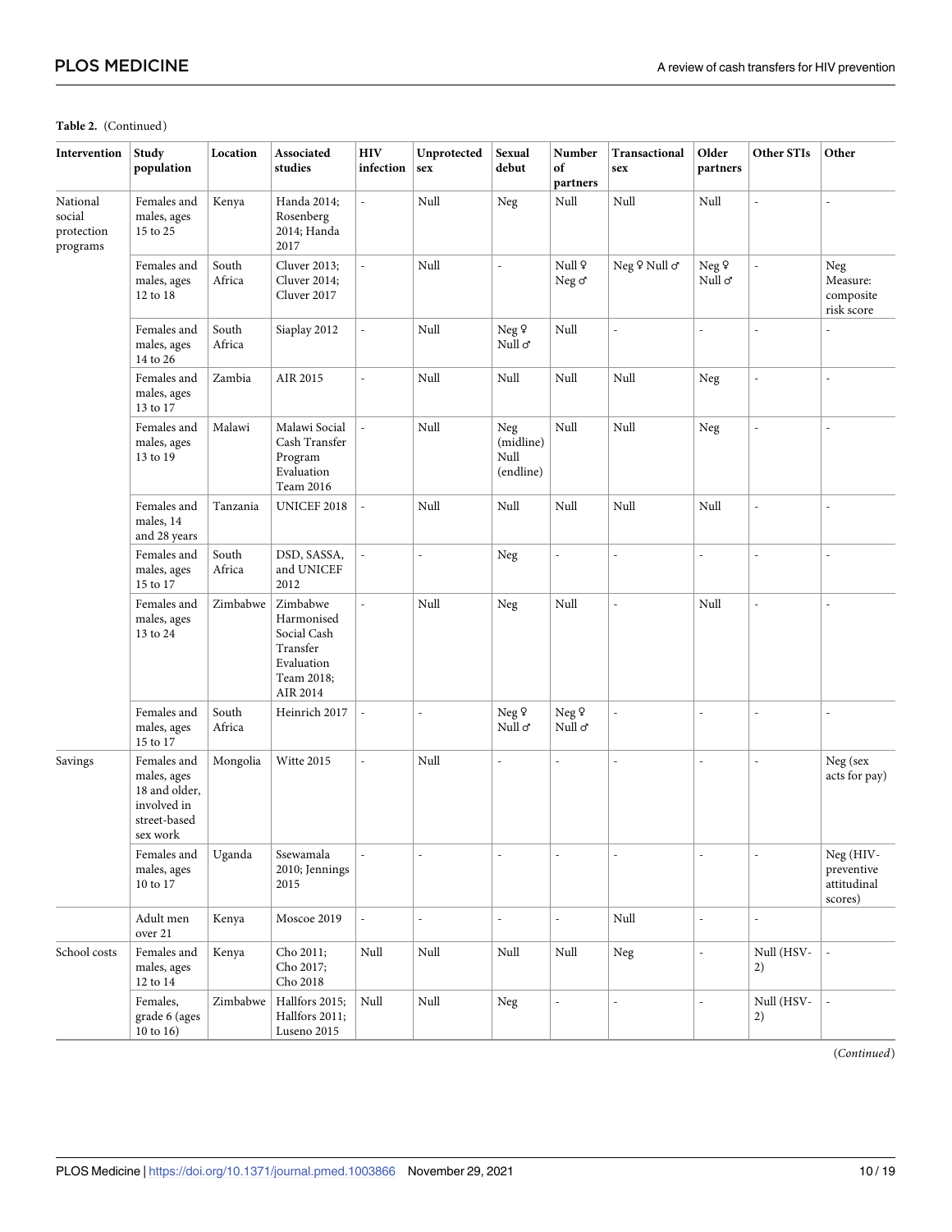**Table 2.** (Continued)

| Intervention | Study population | Location | Associated studies | HIV infection | Unprotected sex | Sexual debut | Number of partners | Transactional sex | Older partners | Other STIs | Other |
|---|---|---|---|---|---|---|---|---|---|---|---|
| National social protection programs | Females and males, ages 15 to 25 | Kenya | Handa 2014; Rosenberg 2014; Handa 2017 | - | Null | Neg | Null | Null | Null | - | - |
| | Females and males, ages 12 to 18 | South Africa | Cluver 2013; Cluver 2014; Cluver 2017 | - | Null | - | Null ♀ Neg ♂ | Neg ♀ Null ♂ | Neg ♀ Null ♂ | - | Neg Measure: composite risk score |
| | Females and males, ages 14 to 26 | South Africa | Siaplay 2012 | - | Null | Neg ♀ Null ♂ | Null | - | - | - | - |
| | Females and males, ages 13 to 17 | Zambia | AIR 2015 | - | Null | Null | Null | Null | Neg | - | - |
| | Females and males, ages 13 to 19 | Malawi | Malawi Social Cash Transfer Program Evaluation Team 2016 | - | Null | Neg (midline) Null (endline) | Null | Null | Neg | - | - |
| | Females and males, 14 and 28 years | Tanzania | UNICEF 2018 | - | Null | Null | Null | Null | Null | - | - |
| | Females and males, ages 15 to 17 | South Africa | DSD, SASSA, and UNICEF 2012 | - | - | Neg | - | - | - | - | - |
| | Females and males, ages 13 to 24 | Zimbabwe | Zimbabwe Harmonised Social Cash Transfer Evaluation Team 2018; AIR 2014 | - | Null | Neg | Null | - | Null | - | - |
| | Females and males, ages 15 to 17 | South Africa | Heinrich 2017 | - | - | Neg ♀ Null ♂ | Neg ♀ Null ♂ | - | - | - | - |
| Savings | Females and males, ages 18 and older, involved in street-based sex work | Mongolia | Witte 2015 | - | Null | - | - | - | - | - | Neg (sex acts for pay) |
| | Females and males, ages 10 to 17 | Uganda | Ssewamala 2010; Jennings 2015 | - | - | - | - | - | - | - | Neg (HIV-preventive attitudinal scores) |
| | Adult men over 21 | Kenya | Moscoe 2019 | - | - | - | - | Null | - | - | |
| School costs | Females and males, ages 12 to 14 | Kenya | Cho 2011; Cho 2017; Cho 2018 | Null | Null | Null | Null | Neg | - | Null (HSV-2) | - |
| | Females, grade 6 (ages 10 to 16) | Zimbabwe | Hallfors 2015; Hallfors 2011; Luseno 2015 | Null | Null | Neg | - | - | - | Null (HSV-2) | - |

(Continued)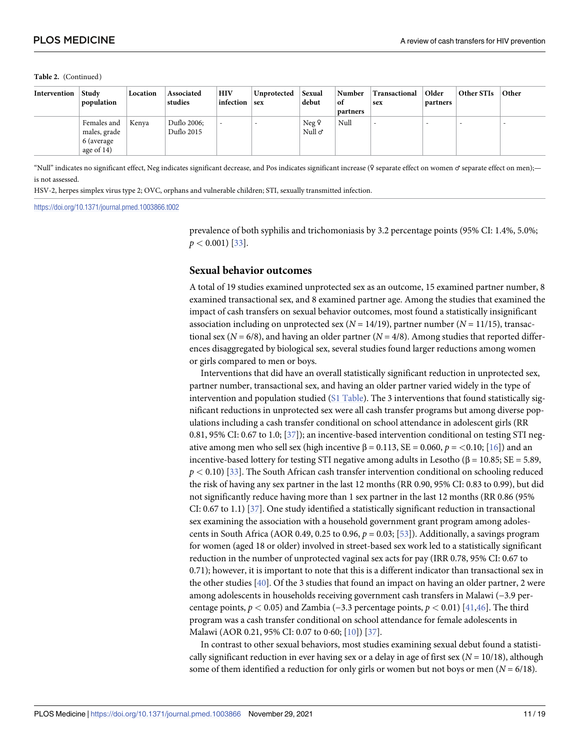**Table 2.** (Continued)

| Intervention | Study population | Location | Associated studies | HIV infection | Unprotected sex | Sexual debut | Number of partners | Transactional sex | Older partners | Other STIs | Other |
|---|---|---|---|---|---|---|---|---|---|---|---|
| | Females and males, grade 6 (average age of 14) | Kenya | Duflo 2006; Duflo 2015 | - | - | Neg ♀ Null ♂ | Null | - | - | - | - |

"Null" indicates no significant effect, Neg indicates significant decrease, and Pos indicates significant increase (♀ separate effect on women ♂ separate effect on men);—is not assessed.

HSV-2, herpes simplex virus type 2; OVC, orphans and vulnerable children; STI, sexually transmitted infection.

https://doi.org/10.1371/journal.pmed.1003866.t002

prevalence of both syphilis and trichomoniasis by 3.2 percentage points (95% CI: 1.4%, 5.0%; $p < 0.001$) [33].

## Sexual behavior outcomes

A total of 19 studies examined unprotected sex as an outcome, 15 examined partner number, 8 examined transactional sex, and 8 examined partner age. Among the studies that examined the impact of cash transfers on sexual behavior outcomes, most found a statistically insignificant association including on unprotected sex ($N = 14/19$), partner number ($N = 11/15$), transactional sex ($N = 6/8$), and having an older partner ($N = 4/8$). Among studies that reported differences disaggregated by biological sex, several studies found larger reductions among women or girls compared to men or boys.

Interventions that did have an overall statistically significant reduction in unprotected sex, partner number, transactional sex, and having an older partner varied widely in the type of intervention and population studied (S1 Table). The 3 interventions that found statistically significant reductions in unprotected sex were all cash transfer programs but among diverse populations including a cash transfer conditional on school attendance in adolescent girls (RR 0.81, 95% CI: 0.67 to 1.0; [37]); an incentive-based intervention conditional on testing STI negative among men who sell sex (high incentive $\beta = 0.113$, SE = 0.060, $p = <0.10$; [16]) and an incentive-based lottery for testing STI negative among adults in Lesotho ($\beta = 10.85$; SE = 5.89, $p < 0.10$) [33]. The South African cash transfer intervention conditional on schooling reduced the risk of having any sex partner in the last 12 months (RR 0.90, 95% CI: 0.83 to 0.99), but did not significantly reduce having more than 1 sex partner in the last 12 months (RR 0.86 (95% CI: 0.67 to 1.1) [37]. One study identified a statistically significant reduction in transactional sex examining the association with a household government grant program among adolescents in South Africa (AOR 0.49, 0.25 to 0.96, $p = 0.03$; [53]). Additionally, a savings program for women (aged 18 or older) involved in street-based sex work led to a statistically significant reduction in the number of unprotected vaginal sex acts for pay (IRR 0.78, 95% CI: 0.67 to 0.71); however, it is important to note that this is a different indicator than transactional sex in the other studies [40]. Of the 3 studies that found an impact on having an older partner, 2 were among adolescents in households receiving government cash transfers in Malawi (−3.9 percentage points, $p < 0.05$) and Zambia (−3.3 percentage points, $p < 0.01$) [41,46]. The third program was a cash transfer conditional on school attendance for female adolescents in Malawi (AOR 0.21, 95% CI: 0.07 to 0·60; [10]) [37].

In contrast to other sexual behaviors, most studies examining sexual debut found a statistically significant reduction in ever having sex or a delay in age of first sex ($N = 10/18$), although some of them identified a reduction for only girls or women but not boys or men ($N = 6/18$).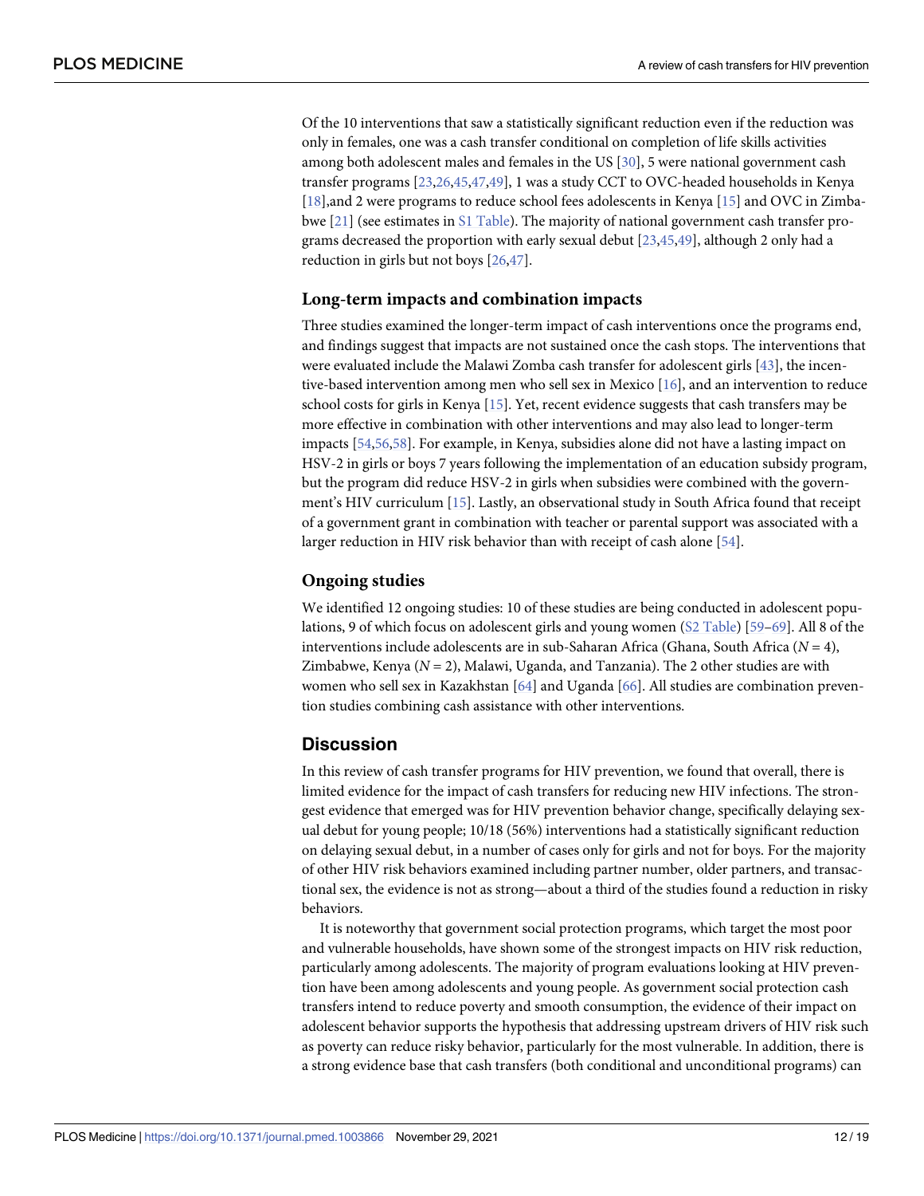Of the 10 interventions that saw a statistically significant reduction even if the reduction was only in females, one was a cash transfer conditional on completion of life skills activities among both adolescent males and females in the US [30], 5 were national government cash transfer programs [23,26,45,47,49], 1 was a study CCT to OVC-headed households in Kenya [18],and 2 were programs to reduce school fees adolescents in Kenya [15] and OVC in Zimbabwe [21] (see estimates in S1 Table). The majority of national government cash transfer programs decreased the proportion with early sexual debut [23,45,49], although 2 only had a reduction in girls but not boys [26,47].

### Long-term impacts and combination impacts

Three studies examined the longer-term impact of cash interventions once the programs end, and findings suggest that impacts are not sustained once the cash stops. The interventions that were evaluated include the Malawi Zomba cash transfer for adolescent girls [43], the incentive-based intervention among men who sell sex in Mexico [16], and an intervention to reduce school costs for girls in Kenya [15]. Yet, recent evidence suggests that cash transfers may be more effective in combination with other interventions and may also lead to longer-term impacts [54,56,58]. For example, in Kenya, subsidies alone did not have a lasting impact on HSV-2 in girls or boys 7 years following the implementation of an education subsidy program, but the program did reduce HSV-2 in girls when subsidies were combined with the government's HIV curriculum [15]. Lastly, an observational study in South Africa found that receipt of a government grant in combination with teacher or parental support was associated with a larger reduction in HIV risk behavior than with receipt of cash alone [54].

### Ongoing studies

We identified 12 ongoing studies: 10 of these studies are being conducted in adolescent populations, 9 of which focus on adolescent girls and young women (S2 Table) [59–69]. All 8 of the interventions include adolescents are in sub-Saharan Africa (Ghana, South Africa ($N = 4$), Zimbabwe, Kenya ($N = 2$), Malawi, Uganda, and Tanzania). The 2 other studies are with women who sell sex in Kazakhstan [64] and Uganda [66]. All studies are combination prevention studies combining cash assistance with other interventions.

## Discussion

In this review of cash transfer programs for HIV prevention, we found that overall, there is limited evidence for the impact of cash transfers for reducing new HIV infections. The strongest evidence that emerged was for HIV prevention behavior change, specifically delaying sexual debut for young people; 10/18 (56%) interventions had a statistically significant reduction on delaying sexual debut, in a number of cases only for girls and not for boys. For the majority of other HIV risk behaviors examined including partner number, older partners, and transactional sex, the evidence is not as strong—about a third of the studies found a reduction in risky behaviors.

It is noteworthy that government social protection programs, which target the most poor and vulnerable households, have shown some of the strongest impacts on HIV risk reduction, particularly among adolescents. The majority of program evaluations looking at HIV prevention have been among adolescents and young people. As government social protection cash transfers intend to reduce poverty and smooth consumption, the evidence of their impact on adolescent behavior supports the hypothesis that addressing upstream drivers of HIV risk such as poverty can reduce risky behavior, particularly for the most vulnerable. In addition, there is a strong evidence base that cash transfers (both conditional and unconditional programs) can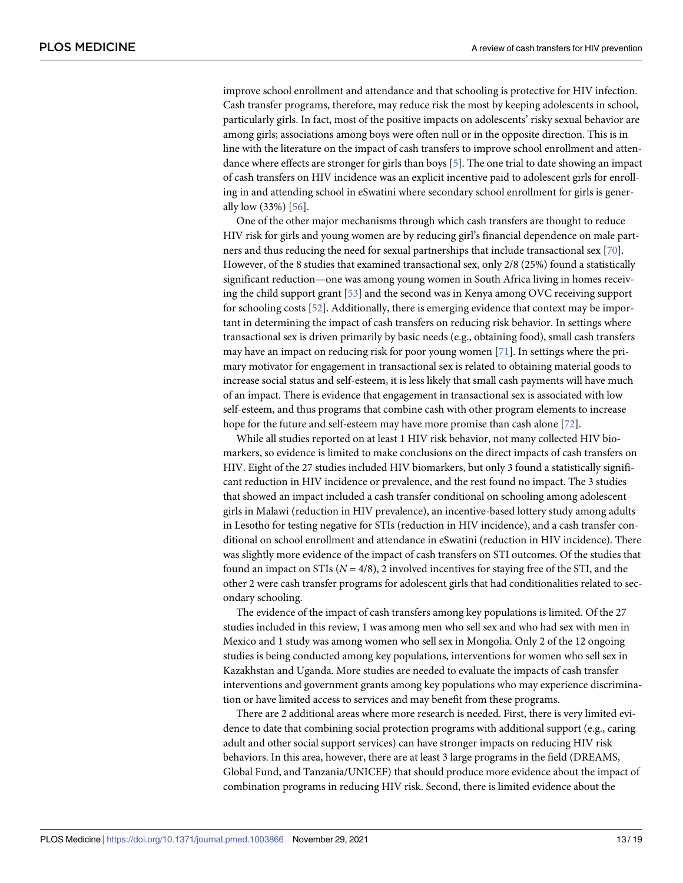improve school enrollment and attendance and that schooling is protective for HIV infection. Cash transfer programs, therefore, may reduce risk the most by keeping adolescents in school, particularly girls. In fact, most of the positive impacts on adolescents' risky sexual behavior are among girls; associations among boys were often null or in the opposite direction. This is in line with the literature on the impact of cash transfers to improve school enrollment and attendance where effects are stronger for girls than boys [5]. The one trial to date showing an impact of cash transfers on HIV incidence was an explicit incentive paid to adolescent girls for enrolling in and attending school in eSwatini where secondary school enrollment for girls is generally low (33%) [56].

One of the other major mechanisms through which cash transfers are thought to reduce HIV risk for girls and young women are by reducing girl's financial dependence on male partners and thus reducing the need for sexual partnerships that include transactional sex [70]. However, of the 8 studies that examined transactional sex, only 2/8 (25%) found a statistically significant reduction—one was among young women in South Africa living in homes receiving the child support grant [53] and the second was in Kenya among OVC receiving support for schooling costs [52]. Additionally, there is emerging evidence that context may be important in determining the impact of cash transfers on reducing risk behavior. In settings where transactional sex is driven primarily by basic needs (e.g., obtaining food), small cash transfers may have an impact on reducing risk for poor young women [71]. In settings where the primary motivator for engagement in transactional sex is related to obtaining material goods to increase social status and self-esteem, it is less likely that small cash payments will have much of an impact. There is evidence that engagement in transactional sex is associated with low self-esteem, and thus programs that combine cash with other program elements to increase hope for the future and self-esteem may have more promise than cash alone [72].

While all studies reported on at least 1 HIV risk behavior, not many collected HIV biomarkers, so evidence is limited to make conclusions on the direct impacts of cash transfers on HIV. Eight of the 27 studies included HIV biomarkers, but only 3 found a statistically significant reduction in HIV incidence or prevalence, and the rest found no impact. The 3 studies that showed an impact included a cash transfer conditional on schooling among adolescent girls in Malawi (reduction in HIV prevalence), an incentive-based lottery study among adults in Lesotho for testing negative for STIs (reduction in HIV incidence), and a cash transfer conditional on school enrollment and attendance in eSwatini (reduction in HIV incidence). There was slightly more evidence of the impact of cash transfers on STI outcomes. Of the studies that found an impact on STIs ($N = 4/8$), 2 involved incentives for staying free of the STI, and the other 2 were cash transfer programs for adolescent girls that had conditionalities related to secondary schooling.

The evidence of the impact of cash transfers among key populations is limited. Of the 27 studies included in this review, 1 was among men who sell sex and who had sex with men in Mexico and 1 study was among women who sell sex in Mongolia. Only 2 of the 12 ongoing studies is being conducted among key populations, interventions for women who sell sex in Kazakhstan and Uganda. More studies are needed to evaluate the impacts of cash transfer interventions and government grants among key populations who may experience discrimination or have limited access to services and may benefit from these programs.

There are 2 additional areas where more research is needed. First, there is very limited evidence to date that combining social protection programs with additional support (e.g., caring adult and other social support services) can have stronger impacts on reducing HIV risk behaviors. In this area, however, there are at least 3 large programs in the field (DREAMS, Global Fund, and Tanzania/UNICEF) that should produce more evidence about the impact of combination programs in reducing HIV risk. Second, there is limited evidence about the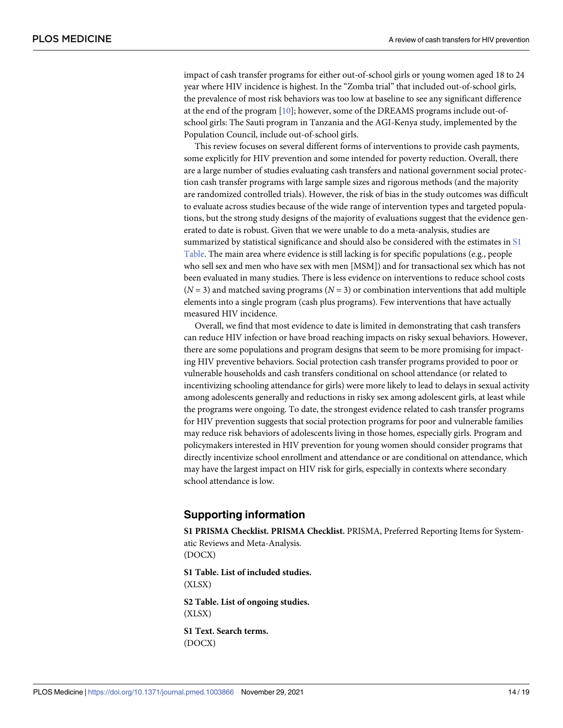impact of cash transfer programs for either out-of-school girls or young women aged 18 to 24 year where HIV incidence is highest. In the "Zomba trial" that included out-of-school girls, the prevalence of most risk behaviors was too low at baseline to see any significant difference at the end of the program [10]; however, some of the DREAMS programs include out-of-school girls: The Sauti program in Tanzania and the AGI-Kenya study, implemented by the Population Council, include out-of-school girls.

This review focuses on several different forms of interventions to provide cash payments, some explicitly for HIV prevention and some intended for poverty reduction. Overall, there are a large number of studies evaluating cash transfers and national government social protection cash transfer programs with large sample sizes and rigorous methods (and the majority are randomized controlled trials). However, the risk of bias in the study outcomes was difficult to evaluate across studies because of the wide range of intervention types and targeted populations, but the strong study designs of the majority of evaluations suggest that the evidence generated to date is robust. Given that we were unable to do a meta-analysis, studies are summarized by statistical significance and should also be considered with the estimates in S1 Table. The main area where evidence is still lacking is for specific populations (e.g., people who sell sex and men who have sex with men [MSM]) and for transactional sex which has not been evaluated in many studies. There is less evidence on interventions to reduce school costs ($N = 3$) and matched saving programs ($N = 3$) or combination interventions that add multiple elements into a single program (cash plus programs). Few interventions that have actually measured HIV incidence.

Overall, we find that most evidence to date is limited in demonstrating that cash transfers can reduce HIV infection or have broad reaching impacts on risky sexual behaviors. However, there are some populations and program designs that seem to be more promising for impacting HIV preventive behaviors. Social protection cash transfer programs provided to poor or vulnerable households and cash transfers conditional on school attendance (or related to incentivizing schooling attendance for girls) were more likely to lead to delays in sexual activity among adolescents generally and reductions in risky sex among adolescent girls, at least while the programs were ongoing. To date, the strongest evidence related to cash transfer programs for HIV prevention suggests that social protection programs for poor and vulnerable families may reduce risk behaviors of adolescents living in those homes, especially girls. Program and policymakers interested in HIV prevention for young women should consider programs that directly incentivize school enrollment and attendance or are conditional on attendance, which may have the largest impact on HIV risk for girls, especially in contexts where secondary school attendance is low.

## Supporting information

**S1 PRISMA Checklist. PRISMA Checklist.** PRISMA, Preferred Reporting Items for Systematic Reviews and Meta-Analysis.
(DOCX)

**S1 Table. List of included studies.**
(XLSX)

**S2 Table. List of ongoing studies.**
(XLSX)

**S1 Text. Search terms.**
(DOCX)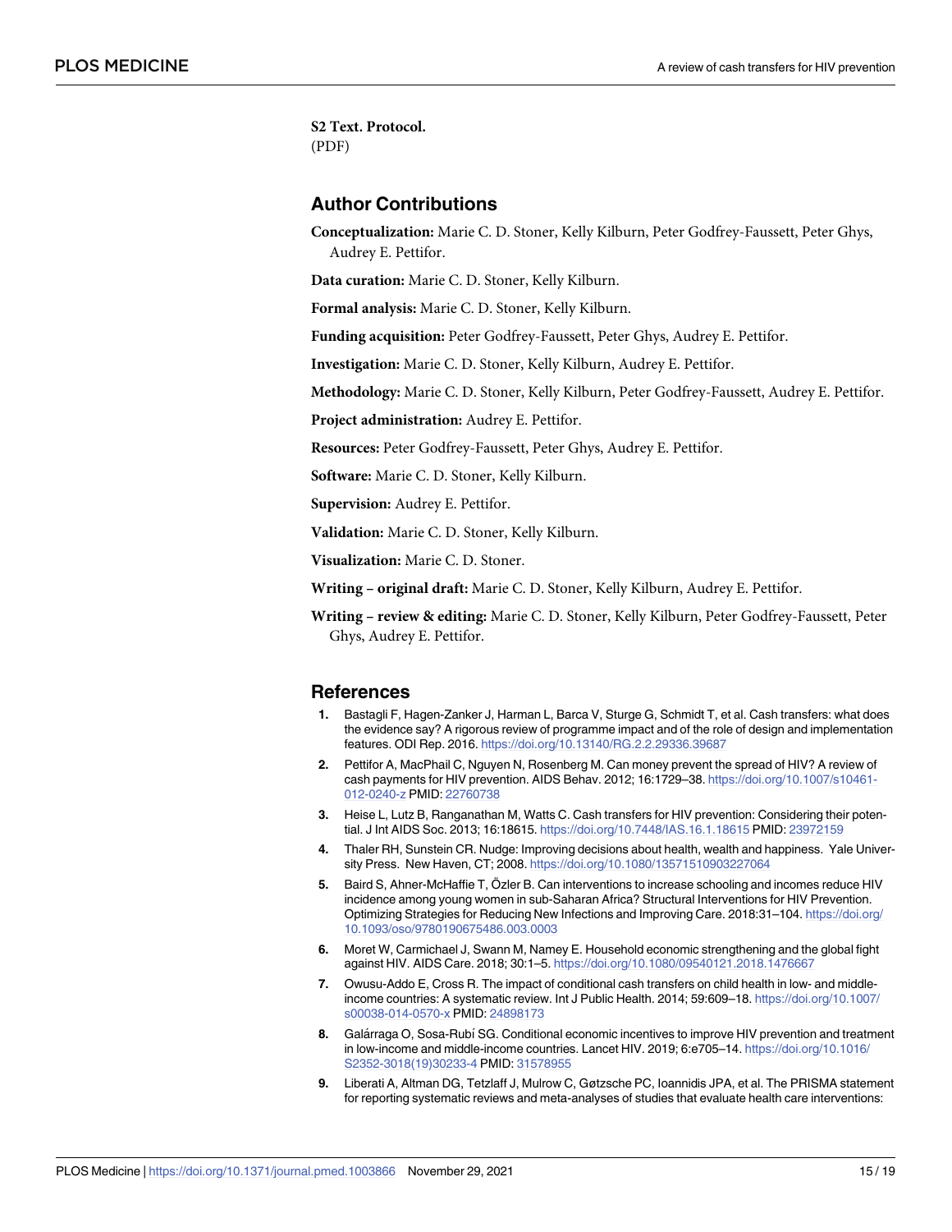**S2 Text. Protocol.**
(PDF)

## Author Contributions

**Conceptualization:** Marie C. D. Stoner, Kelly Kilburn, Peter Godfrey-Faussett, Peter Ghys, Audrey E. Pettifor.

**Data curation:** Marie C. D. Stoner, Kelly Kilburn.

**Formal analysis:** Marie C. D. Stoner, Kelly Kilburn.

**Funding acquisition:** Peter Godfrey-Faussett, Peter Ghys, Audrey E. Pettifor.

**Investigation:** Marie C. D. Stoner, Kelly Kilburn, Audrey E. Pettifor.

**Methodology:** Marie C. D. Stoner, Kelly Kilburn, Peter Godfrey-Faussett, Audrey E. Pettifor.

**Project administration:** Audrey E. Pettifor.

**Resources:** Peter Godfrey-Faussett, Peter Ghys, Audrey E. Pettifor.

**Software:** Marie C. D. Stoner, Kelly Kilburn.

**Supervision:** Audrey E. Pettifor.

**Validation:** Marie C. D. Stoner, Kelly Kilburn.

**Visualization:** Marie C. D. Stoner.

**Writing – original draft:** Marie C. D. Stoner, Kelly Kilburn, Audrey E. Pettifor.

**Writing – review & editing:** Marie C. D. Stoner, Kelly Kilburn, Peter Godfrey-Faussett, Peter Ghys, Audrey E. Pettifor.

## References

1. Bastagli F, Hagen-Zanker J, Harman L, Barca V, Sturge G, Schmidt T, et al. Cash transfers: what does the evidence say? A rigorous review of programme impact and of the role of design and implementation features. ODI Rep. 2016. https://doi.org/10.13140/RG.2.2.29336.39687
2. Pettifor A, MacPhail C, Nguyen N, Rosenberg M. Can money prevent the spread of HIV? A review of cash payments for HIV prevention. AIDS Behav. 2012; 16:1729–38. https://doi.org/10.1007/s10461-012-0240-z PMID: 22760738
3. Heise L, Lutz B, Ranganathan M, Watts C. Cash transfers for HIV prevention: Considering their potential. J Int AIDS Soc. 2013; 16:18615. https://doi.org/10.7448/IAS.16.1.18615 PMID: 23972159
4. Thaler RH, Sunstein CR. Nudge: Improving decisions about health, wealth and happiness. Yale University Press. New Haven, CT; 2008. https://doi.org/10.1080/13571510903227064
5. Baird S, Ahner-McHaffie T, Özler B. Can interventions to increase schooling and incomes reduce HIV incidence among young women in sub-Saharan Africa? Structural Interventions for HIV Prevention. Optimizing Strategies for Reducing New Infections and Improving Care. 2018:31–104. https://doi.org/10.1093/oso/9780190675486.003.0003
6. Moret W, Carmichael J, Swann M, Namey E. Household economic strengthening and the global fight against HIV. AIDS Care. 2018; 30:1–5. https://doi.org/10.1080/09540121.2018.1476667
7. Owusu-Addo E, Cross R. The impact of conditional cash transfers on child health in low- and middle-income countries: A systematic review. Int J Public Health. 2014; 59:609–18. https://doi.org/10.1007/s00038-014-0570-x PMID: 24898173
8. Galárraga O, Sosa-Rubí SG. Conditional economic incentives to improve HIV prevention and treatment in low-income and middle-income countries. Lancet HIV. 2019; 6:e705–14. https://doi.org/10.1016/S2352-3018(19)30233-4 PMID: 31578955
9. Liberati A, Altman DG, Tetzlaff J, Mulrow C, Gøtzsche PC, Ioannidis JPA, et al. The PRISMA statement for reporting systematic reviews and meta-analyses of studies that evaluate health care interventions: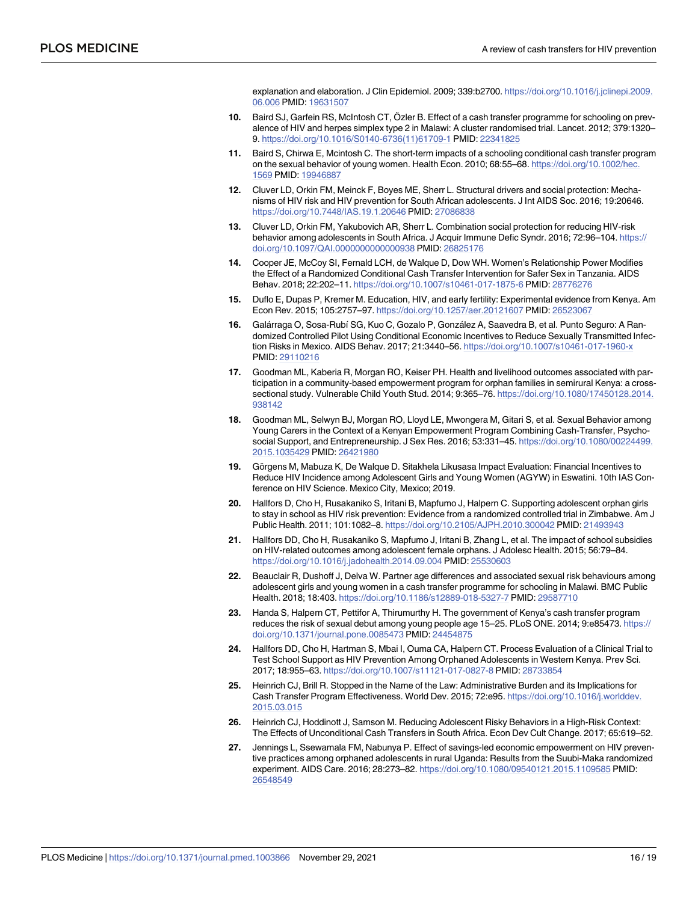explanation and elaboration. J Clin Epidemiol. 2009; 339:b2700. https://doi.org/10.1016/j.jclinepi.2009.06.006 PMID: 19631507

10. Baird SJ, Garfein RS, McIntosh CT, Özler B. Effect of a cash transfer programme for schooling on prevalence of HIV and herpes simplex type 2 in Malawi: A cluster randomised trial. Lancet. 2012; 379:1320–9. https://doi.org/10.1016/S0140-6736(11)61709-1 PMID: 22341825

11. Baird S, Chirwa E, Mcintosh C. The short-term impacts of a schooling conditional cash transfer program on the sexual behavior of young women. Health Econ. 2010; 68:55–68. https://doi.org/10.1002/hec.1569 PMID: 19946887

12. Cluver LD, Orkin FM, Meinck F, Boyes ME, Sherr L. Structural drivers and social protection: Mechanisms of HIV risk and HIV prevention for South African adolescents. J Int AIDS Soc. 2016; 19:20646. https://doi.org/10.7448/IAS.19.1.20646 PMID: 27086838

13. Cluver LD, Orkin FM, Yakubovich AR, Sherr L. Combination social protection for reducing HIV-risk behavior among adolescents in South Africa. J Acquir Immune Defic Syndr. 2016; 72:96–104. https://doi.org/10.1097/QAI.0000000000000938 PMID: 26825176

14. Cooper JE, McCoy SI, Fernald LCH, de Walque D, Dow WH. Women's Relationship Power Modifies the Effect of a Randomized Conditional Cash Transfer Intervention for Safer Sex in Tanzania. AIDS Behav. 2018; 22:202–11. https://doi.org/10.1007/s10461-017-1875-6 PMID: 28776276

15. Duflo E, Dupas P, Kremer M. Education, HIV, and early fertility: Experimental evidence from Kenya. Am Econ Rev. 2015; 105:2757–97. https://doi.org/10.1257/aer.20121607 PMID: 26523067

16. Galárraga O, Sosa-Rubí SG, Kuo C, Gozalo P, González A, Saavedra B, et al. Punto Seguro: A Randomized Controlled Pilot Using Conditional Economic Incentives to Reduce Sexually Transmitted Infection Risks in Mexico. AIDS Behav. 2017; 21:3440–56. https://doi.org/10.1007/s10461-017-1960-x PMID: 29110216

17. Goodman ML, Kaberia R, Morgan RO, Keiser PH. Health and livelihood outcomes associated with participation in a community-based empowerment program for orphan families in semirural Kenya: a cross-sectional study. Vulnerable Child Youth Stud. 2014; 9:365–76. https://doi.org/10.1080/17450128.2014.938142

18. Goodman ML, Selwyn BJ, Morgan RO, Lloyd LE, Mwongera M, Gitari S, et al. Sexual Behavior among Young Carers in the Context of a Kenyan Empowerment Program Combining Cash-Transfer, Psychosocial Support, and Entrepreneurship. J Sex Res. 2016; 53:331–45. https://doi.org/10.1080/00224499.2015.1035429 PMID: 26421980

19. Görgens M, Mabuza K, De Walque D. Sitakhela Likusasa Impact Evaluation: Financial Incentives to Reduce HIV Incidence among Adolescent Girls and Young Women (AGYW) in Eswatini. 10th IAS Conference on HIV Science. Mexico City, Mexico; 2019.

20. Hallfors D, Cho H, Rusakaniko S, Iritani B, Mapfumo J, Halpern C. Supporting adolescent orphan girls to stay in school as HIV risk prevention: Evidence from a randomized controlled trial in Zimbabwe. Am J Public Health. 2011; 101:1082–8. https://doi.org/10.2105/AJPH.2010.300042 PMID: 21493943

21. Hallfors DD, Cho H, Rusakaniko S, Mapfumo J, Iritani B, Zhang L, et al. The impact of school subsidies on HIV-related outcomes among adolescent female orphans. J Adolesc Health. 2015; 56:79–84. https://doi.org/10.1016/j.jadohealth.2014.09.004 PMID: 25530603

22. Beauclair R, Dushoff J, Delva W. Partner age differences and associated sexual risk behaviours among adolescent girls and young women in a cash transfer programme for schooling in Malawi. BMC Public Health. 2018; 18:403. https://doi.org/10.1186/s12889-018-5327-7 PMID: 29587710

23. Handa S, Halpern CT, Pettifor A, Thirumurthy H. The government of Kenya's cash transfer program reduces the risk of sexual debut among young people age 15–25. PLoS ONE. 2014; 9:e85473. https://doi.org/10.1371/journal.pone.0085473 PMID: 24454875

24. Hallfors DD, Cho H, Hartman S, Mbai I, Ouma CA, Halpern CT. Process Evaluation of a Clinical Trial to Test School Support as HIV Prevention Among Orphaned Adolescents in Western Kenya. Prev Sci. 2017; 18:955–63. https://doi.org/10.1007/s11121-017-0827-8 PMID: 28733854

25. Heinrich CJ, Brill R. Stopped in the Name of the Law: Administrative Burden and its Implications for Cash Transfer Program Effectiveness. World Dev. 2015; 72:e95. https://doi.org/10.1016/j.worlddev.2015.03.015

26. Heinrich CJ, Hoddinott J, Samson M. Reducing Adolescent Risky Behaviors in a High-Risk Context: The Effects of Unconditional Cash Transfers in South Africa. Econ Dev Cult Change. 2017; 65:619–52.

27. Jennings L, Ssewamala FM, Nabunya P. Effect of savings-led economic empowerment on HIV preventive practices among orphaned adolescents in rural Uganda: Results from the Suubi-Maka randomized experiment. AIDS Care. 2016; 28:273–82. https://doi.org/10.1080/09540121.2015.1109585 PMID: 26548549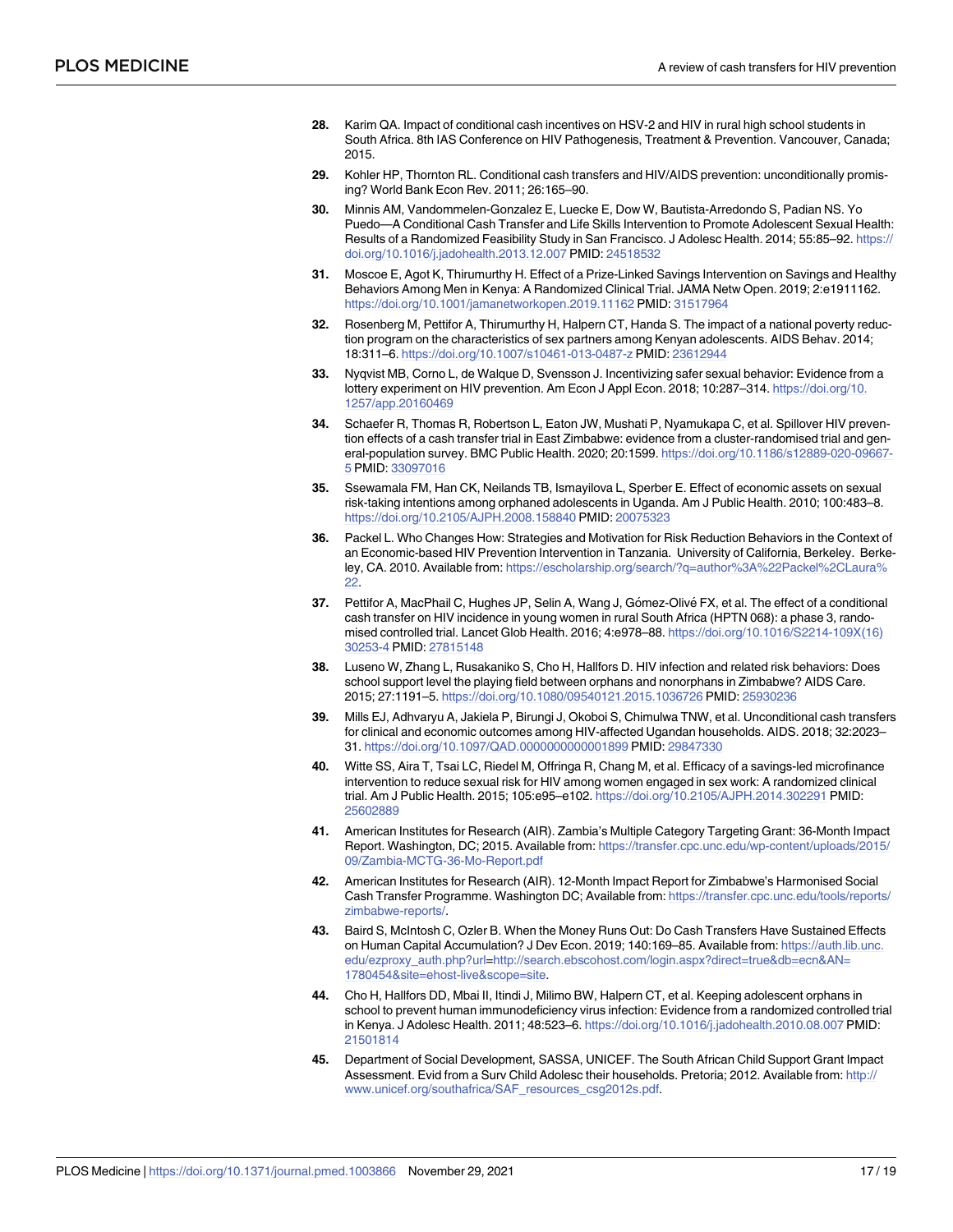28. Karim QA. Impact of conditional cash incentives on HSV-2 and HIV in rural high school students in South Africa. 8th IAS Conference on HIV Pathogenesis, Treatment & Prevention. Vancouver, Canada; 2015.

29. Kohler HP, Thornton RL. Conditional cash transfers and HIV/AIDS prevention: unconditionally promising? World Bank Econ Rev. 2011; 26:165–90.

30. Minnis AM, Vandommelen-Gonzalez E, Luecke E, Dow W, Bautista-Arredondo S, Padian NS. Yo Puedo—A Conditional Cash Transfer and Life Skills Intervention to Promote Adolescent Sexual Health: Results of a Randomized Feasibility Study in San Francisco. J Adolesc Health. 2014; 55:85–92. https://doi.org/10.1016/j.jadohealth.2013.12.007 PMID: 24518532

31. Moscoe E, Agot K, Thirumurthy H. Effect of a Prize-Linked Savings Intervention on Savings and Healthy Behaviors Among Men in Kenya: A Randomized Clinical Trial. JAMA Netw Open. 2019; 2:e1911162. https://doi.org/10.1001/jamanetworkopen.2019.11162 PMID: 31517964

32. Rosenberg M, Pettifor A, Thirumurthy H, Halpern CT, Handa S. The impact of a national poverty reduction program on the characteristics of sex partners among Kenyan adolescents. AIDS Behav. 2014; 18:311–6. https://doi.org/10.1007/s10461-013-0487-z PMID: 23612944

33. Nyqvist MB, Corno L, de Walque D, Svensson J. Incentivizing safer sexual behavior: Evidence from a lottery experiment on HIV prevention. Am Econ J Appl Econ. 2018; 10:287–314. https://doi.org/10.1257/app.20160469

34. Schaefer R, Thomas R, Robertson L, Eaton JW, Mushati P, Nyamukapa C, et al. Spillover HIV prevention effects of a cash transfer trial in East Zimbabwe: evidence from a cluster-randomised trial and general-population survey. BMC Public Health. 2020; 20:1599. https://doi.org/10.1186/s12889-020-09667-5 PMID: 33097016

35. Ssewamala FM, Han CK, Neilands TB, Ismayilova L, Sperber E. Effect of economic assets on sexual risk-taking intentions among orphaned adolescents in Uganda. Am J Public Health. 2010; 100:483–8. https://doi.org/10.2105/AJPH.2008.158840 PMID: 20075323

36. Packel L. Who Changes How: Strategies and Motivation for Risk Reduction Behaviors in the Context of an Economic-based HIV Prevention Intervention in Tanzania. University of California, Berkeley. Berkeley, CA. 2010. Available from: https://escholarship.org/search/?q=author%3A%22Packel%2CLaura%22.

37. Pettifor A, MacPhail C, Hughes JP, Selin A, Wang J, Gómez-Olivé FX, et al. The effect of a conditional cash transfer on HIV incidence in young women in rural South Africa (HPTN 068): a phase 3, randomised controlled trial. Lancet Glob Health. 2016; 4:e978–88. https://doi.org/10.1016/S2214-109X(16)30253-4 PMID: 27815148

38. Luseno W, Zhang L, Rusakaniko S, Cho H, Hallfors D. HIV infection and related risk behaviors: Does school support level the playing field between orphans and nonorphans in Zimbabwe? AIDS Care. 2015; 27:1191–5. https://doi.org/10.1080/09540121.2015.1036726 PMID: 25930236

39. Mills EJ, Adhvaryu A, Jakiela P, Birungi J, Okoboi S, Chimulwa TNW, et al. Unconditional cash transfers for clinical and economic outcomes among HIV-affected Ugandan households. AIDS. 2018; 32:2023–31. https://doi.org/10.1097/QAD.0000000000001899 PMID: 29847330

40. Witte SS, Aira T, Tsai LC, Riedel M, Offringa R, Chang M, et al. Efficacy of a savings-led microfinance intervention to reduce sexual risk for HIV among women engaged in sex work: A randomized clinical trial. Am J Public Health. 2015; 105:e95–e102. https://doi.org/10.2105/AJPH.2014.302291 PMID: 25602889

41. American Institutes for Research (AIR). Zambia's Multiple Category Targeting Grant: 36-Month Impact Report. Washington, DC; 2015. Available from: https://transfer.cpc.unc.edu/wp-content/uploads/2015/09/Zambia-MCTG-36-Mo-Report.pdf

42. American Institutes for Research (AIR). 12-Month Impact Report for Zimbabwe's Harmonised Social Cash Transfer Programme. Washington DC; Available from: https://transfer.cpc.unc.edu/tools/reports/zimbabwe-reports/.

43. Baird S, McIntosh C, Ozler B. When the Money Runs Out: Do Cash Transfers Have Sustained Effects on Human Capital Accumulation? J Dev Econ. 2019; 140:169–85. Available from: https://auth.lib.unc.edu/ezproxy_auth.php?url=http://search.ebscohost.com/login.aspx?direct=true&db=ecn&AN=1780454&site=ehost-live&scope=site.

44. Cho H, Hallfors DD, Mbai II, Itindi J, Milimo BW, Halpern CT, et al. Keeping adolescent orphans in school to prevent human immunodeficiency virus infection: Evidence from a randomized controlled trial in Kenya. J Adolesc Health. 2011; 48:523–6. https://doi.org/10.1016/j.jadohealth.2010.08.007 PMID: 21501814

45. Department of Social Development, SASSA, UNICEF. The South African Child Support Grant Impact Assessment. Evid from a Surv Child Adolesc their households. Pretoria; 2012. Available from: http://www.unicef.org/southafrica/SAF_resources_csg2012s.pdf.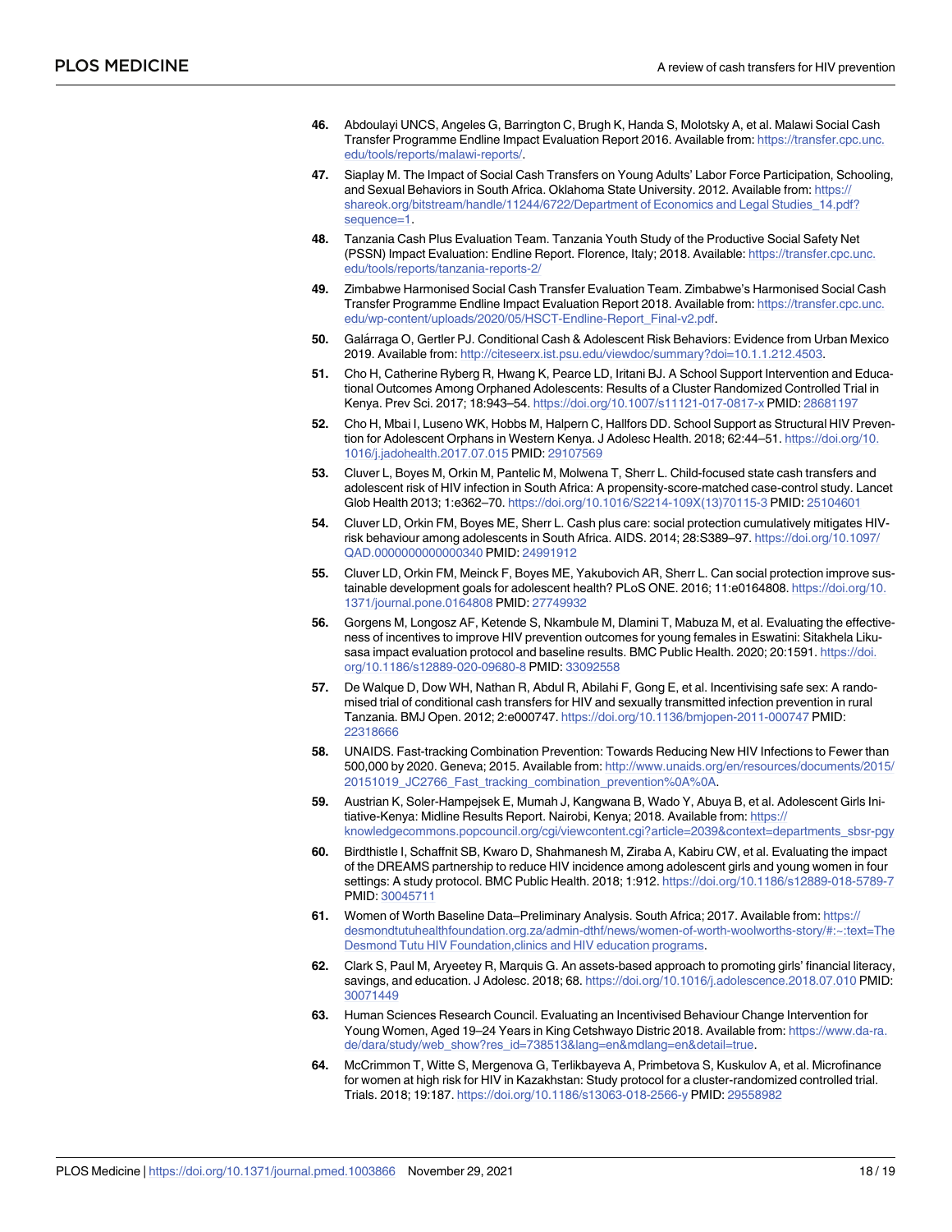46. Abdoulayi UNCS, Angeles G, Barrington C, Brugh K, Handa S, Molotsky A, et al. Malawi Social Cash Transfer Programme Endline Impact Evaluation Report 2016. Available from: https://transfer.cpc.unc.edu/tools/reports/malawi-reports/.

47. Siaplay M. The Impact of Social Cash Transfers on Young Adults' Labor Force Participation, Schooling, and Sexual Behaviors in South Africa. Oklahoma State University. 2012. Available from: https://shareok.org/bitstream/handle/11244/6722/Department of Economics and Legal Studies_14.pdf?sequence=1.

48. Tanzania Cash Plus Evaluation Team. Tanzania Youth Study of the Productive Social Safety Net (PSSN) Impact Evaluation: Endline Report. Florence, Italy; 2018. Available: https://transfer.cpc.unc.edu/tools/reports/tanzania-reports-2/

49. Zimbabwe Harmonised Social Cash Transfer Evaluation Team. Zimbabwe's Harmonised Social Cash Transfer Programme Endline Impact Evaluation Report 2018. Available from: https://transfer.cpc.unc.edu/wp-content/uploads/2020/05/HSCT-Endline-Report_Final-v2.pdf.

50. Galárraga O, Gertler PJ. Conditional Cash & Adolescent Risk Behaviors: Evidence from Urban Mexico 2019. Available from: http://citeseerx.ist.psu.edu/viewdoc/summary?doi=10.1.1.212.4503.

51. Cho H, Catherine Ryberg R, Hwang K, Pearce LD, Iritani BJ. A School Support Intervention and Educational Outcomes Among Orphaned Adolescents: Results of a Cluster Randomized Controlled Trial in Kenya. Prev Sci. 2017; 18:943–54. https://doi.org/10.1007/s11121-017-0817-x PMID: 28681197

52. Cho H, Mbai I, Luseno WK, Hobbs M, Halpern C, Hallfors DD. School Support as Structural HIV Prevention for Adolescent Orphans in Western Kenya. J Adolesc Health. 2018; 62:44–51. https://doi.org/10.1016/j.jadohealth.2017.07.015 PMID: 29107569

53. Cluver L, Boyes M, Orkin M, Pantelic M, Molwena T, Sherr L. Child-focused state cash transfers and adolescent risk of HIV infection in South Africa: A propensity-score-matched case-control study. Lancet Glob Health 2013; 1:e362–70. https://doi.org/10.1016/S2214-109X(13)70115-3 PMID: 25104601

54. Cluver LD, Orkin FM, Boyes ME, Sherr L. Cash plus care: social protection cumulatively mitigates HIV-risk behaviour among adolescents in South Africa. AIDS. 2014; 28:S389–97. https://doi.org/10.1097/QAD.0000000000000340 PMID: 24991912

55. Cluver LD, Orkin FM, Meinck F, Boyes ME, Yakubovich AR, Sherr L. Can social protection improve sustainable development goals for adolescent health? PLoS ONE. 2016; 11:e0164808. https://doi.org/10.1371/journal.pone.0164808 PMID: 27749932

56. Gorgens M, Longosz AF, Ketende S, Nkambule M, Dlamini T, Mabuza M, et al. Evaluating the effectiveness of incentives to improve HIV prevention outcomes for young females in Eswatini: Sitakhela Likusasa impact evaluation protocol and baseline results. BMC Public Health. 2020; 20:1591. https://doi.org/10.1186/s12889-020-09680-8 PMID: 33092558

57. De Walque D, Dow WH, Nathan R, Abdul R, Abilahi F, Gong E, et al. Incentivising safe sex: A randomised trial of conditional cash transfers for HIV and sexually transmitted infection prevention in rural Tanzania. BMJ Open. 2012; 2:e000747. https://doi.org/10.1136/bmjopen-2011-000747 PMID: 22318666

58. UNAIDS. Fast-tracking Combination Prevention: Towards Reducing New HIV Infections to Fewer than 500,000 by 2020. Geneva; 2015. Available from: http://www.unaids.org/en/resources/documents/2015/20151019_JC2766_Fast_tracking_combination_prevention%0A%0A.

59. Austrian K, Soler-Hampejsek E, Mumah J, Kangwana B, Wado Y, Abuya B, et al. Adolescent Girls Initiative-Kenya: Midline Results Report. Nairobi, Kenya; 2018. Available from: https://knowledgecommons.popcouncil.org/cgi/viewcontent.cgi?article=2039&context=departments_sbsr-pgy

60. Birdthistle I, Schaffnit SB, Kwaro D, Shahmanesh M, Ziraba A, Kabiru CW, et al. Evaluating the impact of the DREAMS partnership to reduce HIV incidence among adolescent girls and young women in four settings: A study protocol. BMC Public Health. 2018; 1:912. https://doi.org/10.1186/s12889-018-5789-7 PMID: 30045711

61. Women of Worth Baseline Data–Preliminary Analysis. South Africa; 2017. Available from: https://desmondtutuhealthfoundation.org.za/admin-dthf/news/women-of-worth-woolworths-story/#:~:text=The Desmond Tutu HIV Foundation,clinics and HIV education programs.

62. Clark S, Paul M, Aryeetey R, Marquis G. An assets-based approach to promoting girls' financial literacy, savings, and education. J Adolesc. 2018; 68. https://doi.org/10.1016/j.adolescence.2018.07.010 PMID: 30071449

63. Human Sciences Research Council. Evaluating an Incentivised Behaviour Change Intervention for Young Women, Aged 19–24 Years in King Cetshwayo Distric 2018. Available from: https://www.da-ra.de/dara/study/web_show?res_id=738513&lang=en&mdlang=en&detail=true.

64. McCrimmon T, Witte S, Mergenova G, Terlikbayeva A, Primbetova S, Kuskulov A, et al. Microfinance for women at high risk for HIV in Kazakhstan: Study protocol for a cluster-randomized controlled trial. Trials. 2018; 19:187. https://doi.org/10.1186/s13063-018-2566-y PMID: 29558982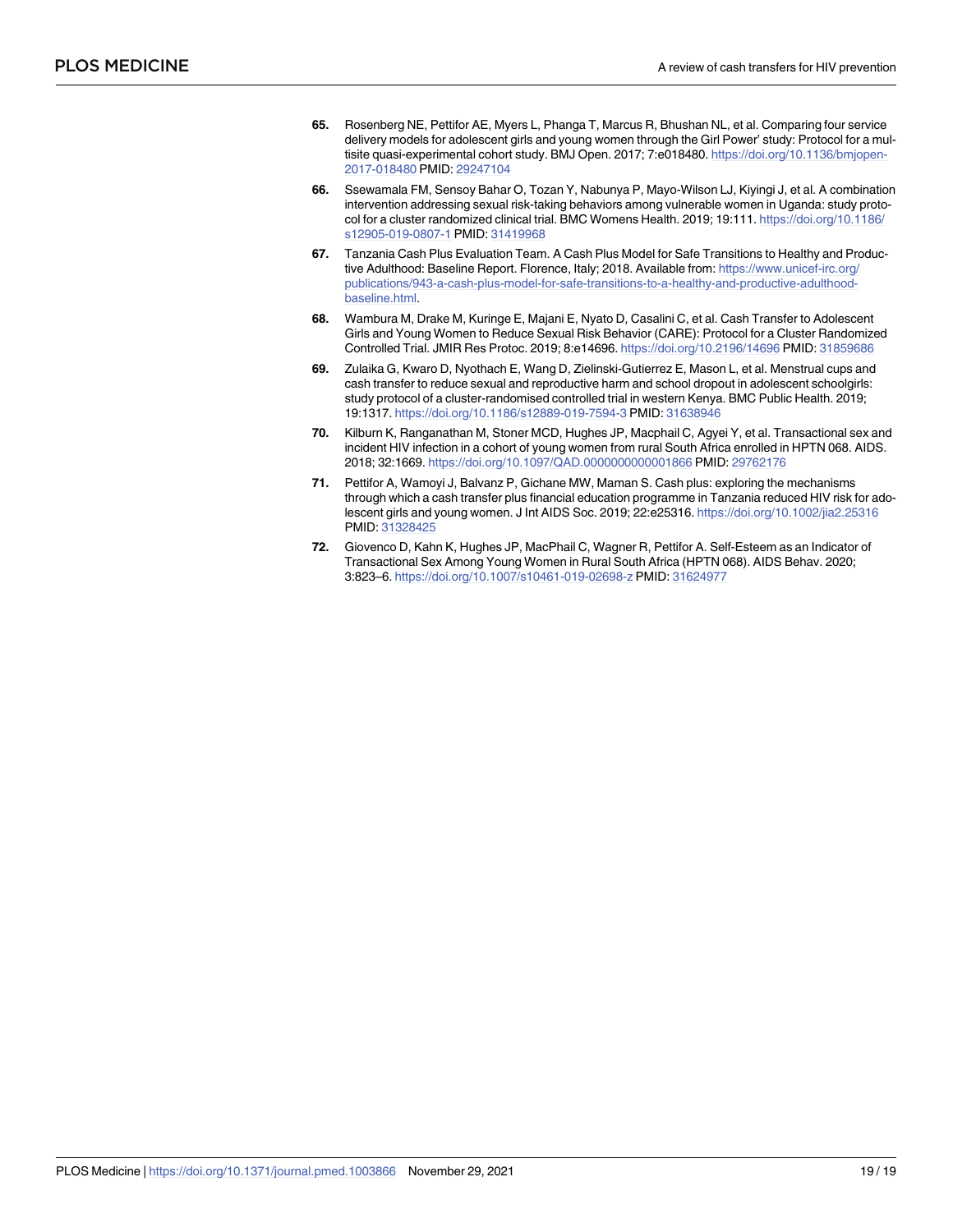65. Rosenberg NE, Pettifor AE, Myers L, Phanga T, Marcus R, Bhushan NL, et al. Comparing four service delivery models for adolescent girls and young women through the Girl Power' study: Protocol for a multisite quasi-experimental cohort study. BMJ Open. 2017; 7:e018480. https://doi.org/10.1136/bmjopen-2017-018480 PMID: 29247104

66. Ssewamala FM, Sensoy Bahar O, Tozan Y, Nabunya P, Mayo-Wilson LJ, Kiyingi J, et al. A combination intervention addressing sexual risk-taking behaviors among vulnerable women in Uganda: study protocol for a cluster randomized clinical trial. BMC Womens Health. 2019; 19:111. https://doi.org/10.1186/s12905-019-0807-1 PMID: 31419968

67. Tanzania Cash Plus Evaluation Team. A Cash Plus Model for Safe Transitions to Healthy and Productive Adulthood: Baseline Report. Florence, Italy; 2018. Available from: https://www.unicef-irc.org/publications/943-a-cash-plus-model-for-safe-transitions-to-a-healthy-and-productive-adulthood-baseline.html.

68. Wambura M, Drake M, Kuringe E, Majani E, Nyato D, Casalini C, et al. Cash Transfer to Adolescent Girls and Young Women to Reduce Sexual Risk Behavior (CARE): Protocol for a Cluster Randomized Controlled Trial. JMIR Res Protoc. 2019; 8:e14696. https://doi.org/10.2196/14696 PMID: 31859686

69. Zulaika G, Kwaro D, Nyothach E, Wang D, Zielinski-Gutierrez E, Mason L, et al. Menstrual cups and cash transfer to reduce sexual and reproductive harm and school dropout in adolescent schoolgirls: study protocol of a cluster-randomised controlled trial in western Kenya. BMC Public Health. 2019; 19:1317. https://doi.org/10.1186/s12889-019-7594-3 PMID: 31638946

70. Kilburn K, Ranganathan M, Stoner MCD, Hughes JP, Macphail C, Agyei Y, et al. Transactional sex and incident HIV infection in a cohort of young women from rural South Africa enrolled in HPTN 068. AIDS. 2018; 32:1669. https://doi.org/10.1097/QAD.0000000000001866 PMID: 29762176

71. Pettifor A, Wamoyi J, Balvanz P, Gichane MW, Maman S. Cash plus: exploring the mechanisms through which a cash transfer plus financial education programme in Tanzania reduced HIV risk for adolescent girls and young women. J Int AIDS Soc. 2019; 22:e25316. https://doi.org/10.1002/jia2.25316 PMID: 31328425

72. Giovenco D, Kahn K, Hughes JP, MacPhail C, Wagner R, Pettifor A. Self-Esteem as an Indicator of Transactional Sex Among Young Women in Rural South Africa (HPTN 068). AIDS Behav. 2020; 3:823–6. https://doi.org/10.1007/s10461-019-02698-z PMID: 31624977